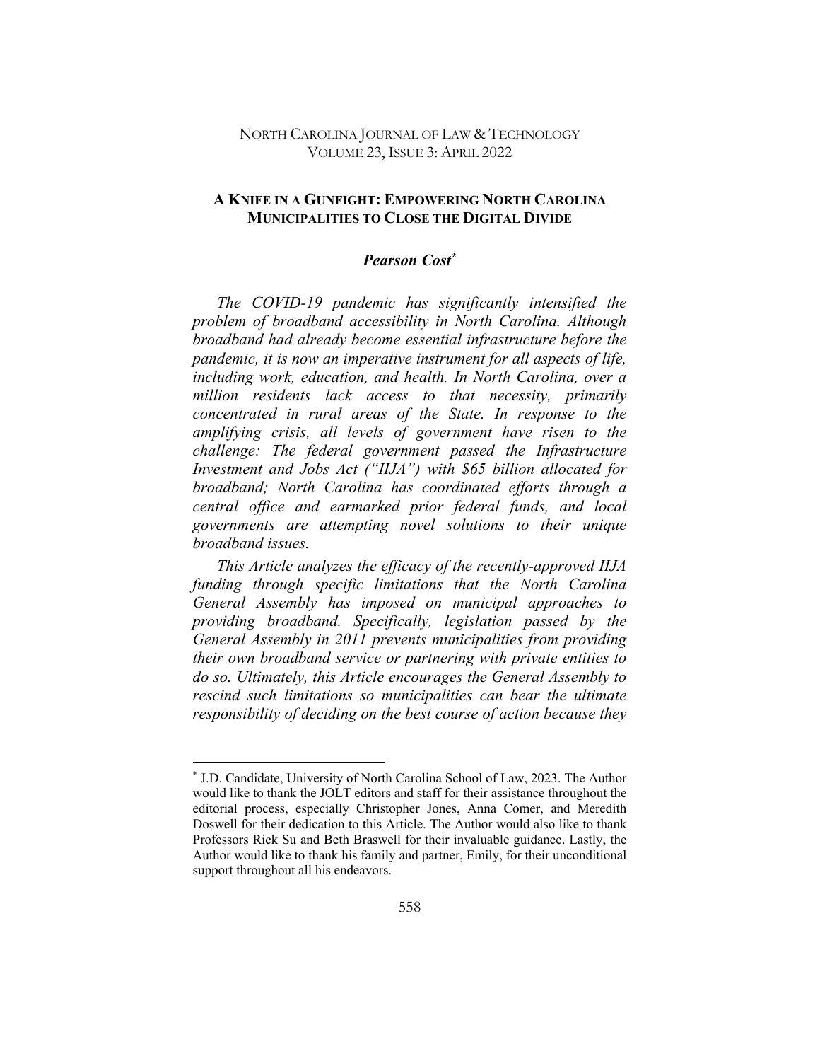NORTH CAROLINA JOURNAL OF LAW & TECHNOLOGY
VOLUME 23, ISSUE 3: APRIL 2022

# A KNIFE IN A GUNFIGHT: EMPOWERING NORTH CAROLINA MUNICIPALITIES TO CLOSE THE DIGITAL DIVIDE

***Pearson Cost*** [*]

*The COVID-19 pandemic has significantly intensified the problem of broadband accessibility in North Carolina. Although broadband had already become essential infrastructure before the pandemic, it is now an imperative instrument for all aspects of life, including work, education, and health. In North Carolina, over a million residents lack access to that necessity, primarily concentrated in rural areas of the State. In response to the amplifying crisis, all levels of government have risen to the challenge: The federal government passed the Infrastructure Investment and Jobs Act ("IIJA") with $65 billion allocated for broadband; North Carolina has coordinated efforts through a central office and earmarked prior federal funds, and local governments are attempting novel solutions to their unique broadband issues.*

*This Article analyzes the efficacy of the recently-approved IIJA funding through specific limitations that the North Carolina General Assembly has imposed on municipal approaches to providing broadband. Specifically, legislation passed by the General Assembly in 2011 prevents municipalities from providing their own broadband service or partnering with private entities to do so. Ultimately, this Article encourages the General Assembly to rescind such limitations so municipalities can bear the ultimate responsibility of deciding on the best course of action because they*

---

[*] J.D. Candidate, University of North Carolina School of Law, 2023. The Author would like to thank the JOLT editors and staff for their assistance throughout the editorial process, especially Christopher Jones, Anna Comer, and Meredith Doswell for their dedication to this Article. The Author would also like to thank Professors Rick Su and Beth Braswell for their invaluable guidance. Lastly, the Author would like to thank his family and partner, Emily, for their unconditional support throughout all his endeavors.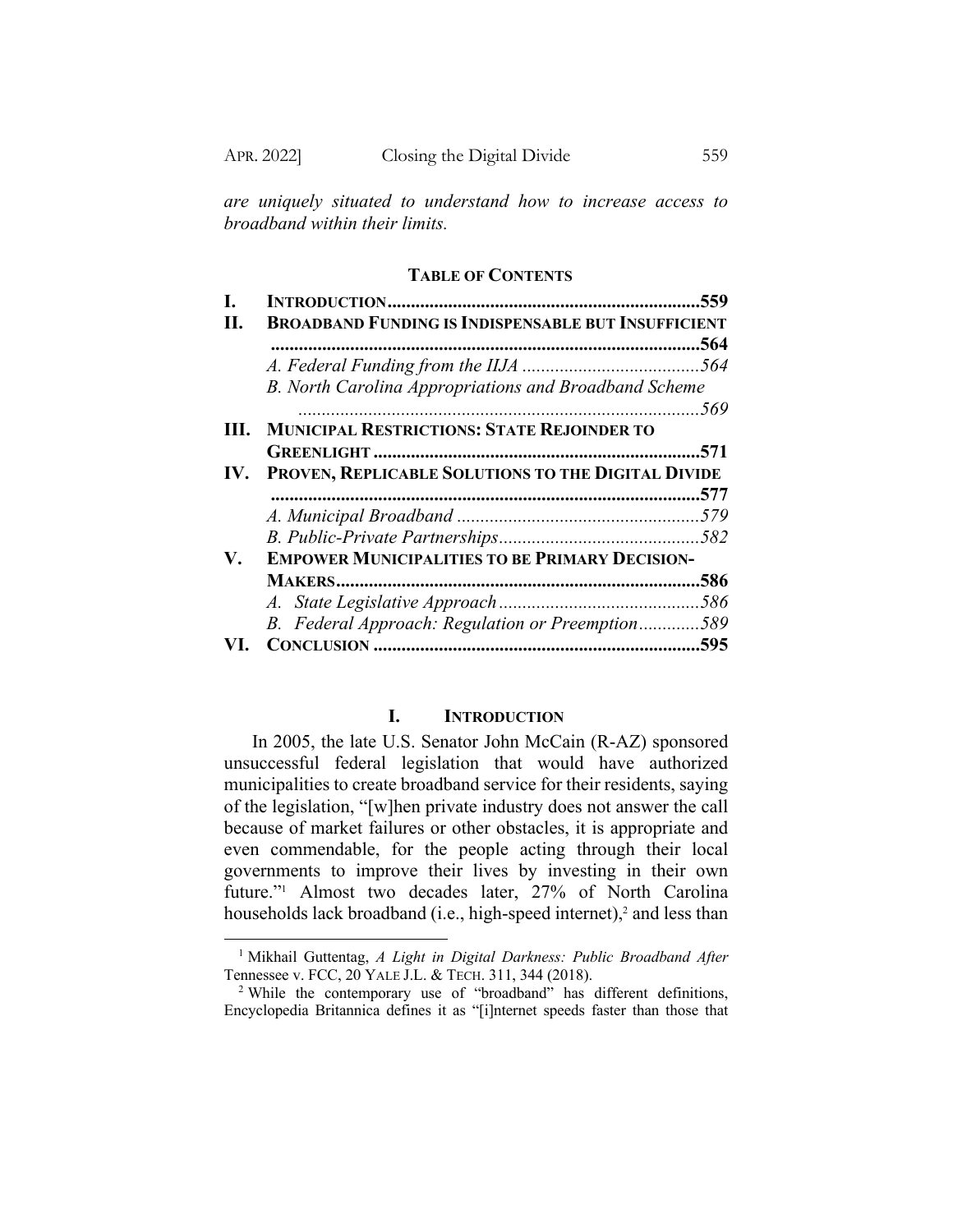*are uniquely situated to understand how to increase access to broadband within their limits.*

**TABLE OF CONTENTS**

| | | |
|---|---|---|
| **I.** | **INTRODUCTION** | **559** |
| **II.** | **BROADBAND FUNDING IS INDISPENSABLE BUT INSUFFICIENT** | **564** |
| | *A. Federal Funding from the IIJA* | *564* |
| | *B. North Carolina Appropriations and Broadband Scheme* | *569* |
| **III.** | **MUNICIPAL RESTRICTIONS: STATE REJOINDER TO GREENLIGHT** | **571** |
| **IV.** | **PROVEN, REPLICABLE SOLUTIONS TO THE DIGITAL DIVIDE** | **577** |
| | *A. Municipal Broadband* | *579* |
| | *B. Public-Private Partnerships* | *582* |
| **V.** | **EMPOWER MUNICIPALITIES TO BE PRIMARY DECISION-MAKERS** | **586** |
| | *A. State Legislative Approach* | *586* |
| | *B. Federal Approach: Regulation or Preemption* | *589* |
| **VI.** | **CONCLUSION** | **595** |

## I. INTRODUCTION

In 2005, the late U.S. Senator John McCain (R-AZ) sponsored unsuccessful federal legislation that would have authorized municipalities to create broadband service for their residents, saying of the legislation, "[w]hen private industry does not answer the call because of market failures or other obstacles, it is appropriate and even commendable, for the people acting through their local governments to improve their lives by investing in their own future."[1] Almost two decades later, 27% of North Carolina households lack broadband (i.e., high-speed internet),[2] and less than

---

[1] Mikhail Guttentag, *A Light in Digital Darkness: Public Broadband After* Tennessee v. FCC, 20 YALE J.L. & TECH. 311, 344 (2018).

[2] While the contemporary use of "broadband" has different definitions, Encyclopedia Britannica defines it as "[i]nternet speeds faster than those that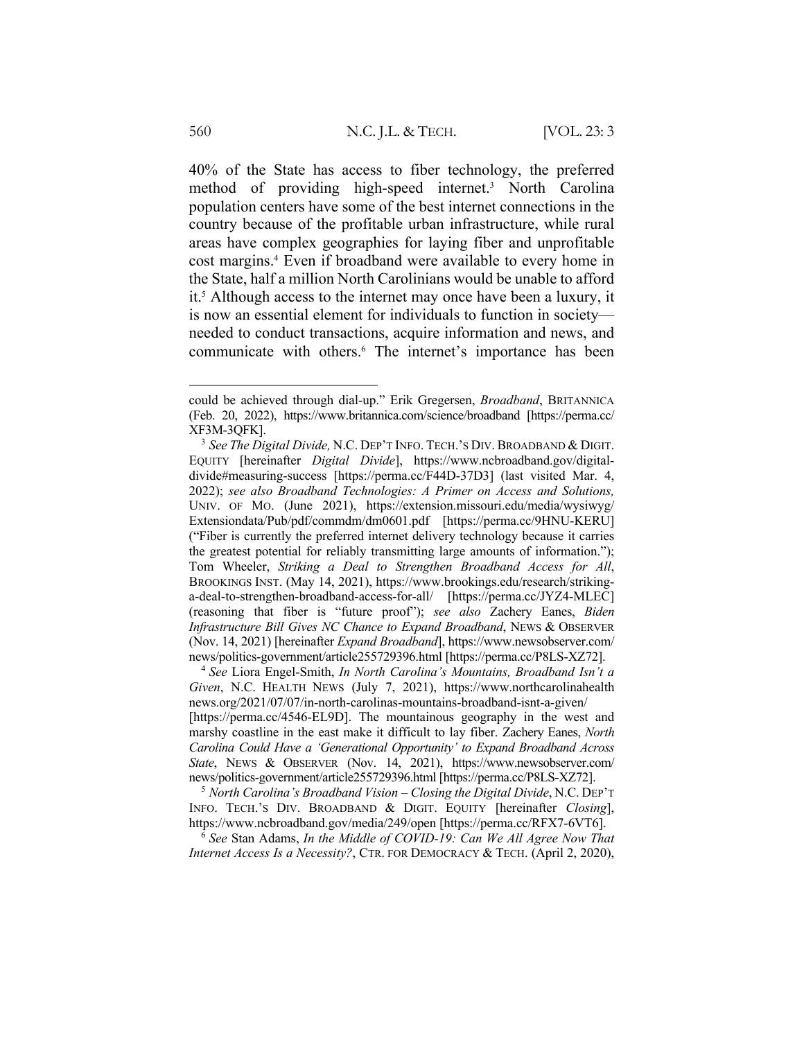40% of the State has access to fiber technology, the preferred method of providing high-speed internet.[3] North Carolina population centers have some of the best internet connections in the country because of the profitable urban infrastructure, while rural areas have complex geographies for laying fiber and unprofitable cost margins.[4] Even if broadband were available to every home in the State, half a million North Carolinians would be unable to afford it.[5] Although access to the internet may once have been a luxury, it is now an essential element for individuals to function in society—needed to conduct transactions, acquire information and news, and communicate with others.[6] The internet's importance has been

---

could be achieved through dial-up." Erik Gregersen, *Broadband*, BRITANNICA (Feb. 20, 2022), https://www.britannica.com/science/broadband [https://perma.cc/XF3M-3QFK].

[3] *See The Digital Divide,* N.C. DEP'T INFO. TECH.'S DIV. BROADBAND & DIGIT. EQUITY [hereinafter *Digital Divide*], https://www.ncbroadband.gov/digital-divide#measuring-success [https://perma.cc/F44D-37D3] (last visited Mar. 4, 2022); *see also Broadband Technologies: A Primer on Access and Solutions,* UNIV. OF MO. (June 2021), https://extension.missouri.edu/media/wysiwyg/Extensiondata/Pub/pdf/commdm/dm0601.pdf [https://perma.cc/9HNU-KERU] ("Fiber is currently the preferred internet delivery technology because it carries the greatest potential for reliably transmitting large amounts of information."); Tom Wheeler, *Striking a Deal to Strengthen Broadband Access for All*, BROOKINGS INST. (May 14, 2021), https://www.brookings.edu/research/striking-a-deal-to-strengthen-broadband-access-for-all/ [https://perma.cc/JYZ4-MLEC] (reasoning that fiber is "future proof"); *see also* Zachery Eanes, *Biden Infrastructure Bill Gives NC Chance to Expand Broadband*, NEWS & OBSERVER (Nov. 14, 2021) [hereinafter *Expand Broadband*], https://www.newsobserver.com/news/politics-government/article255729396.html [https://perma.cc/P8LS-XZ72].

[4] *See* Liora Engel-Smith, *In North Carolina's Mountains, Broadband Isn't a Given*, N.C. HEALTH NEWS (July 7, 2021), https://www.northcarolinahealthnews.org/2021/07/07/in-north-carolinas-mountains-broadband-isnt-a-given/ [https://perma.cc/4546-EL9D]. The mountainous geography in the west and marshy coastline in the east make it difficult to lay fiber. Zachery Eanes, *North Carolina Could Have a 'Generational Opportunity' to Expand Broadband Across State*, NEWS & OBSERVER (Nov. 14, 2021), https://www.newsobserver.com/news/politics-government/article255729396.html [https://perma.cc/P8LS-XZ72].

[5] *North Carolina's Broadband Vision – Closing the Digital Divide*, N.C. DEP'T INFO. TECH.'S DIV. BROADBAND & DIGIT. EQUITY [hereinafter *Closing*], https://www.ncbroadband.gov/media/249/open [https://perma.cc/RFX7-6VT6].

[6] *See* Stan Adams, *In the Middle of COVID-19: Can We All Agree Now That Internet Access Is a Necessity?*, CTR. FOR DEMOCRACY & TECH. (April 2, 2020),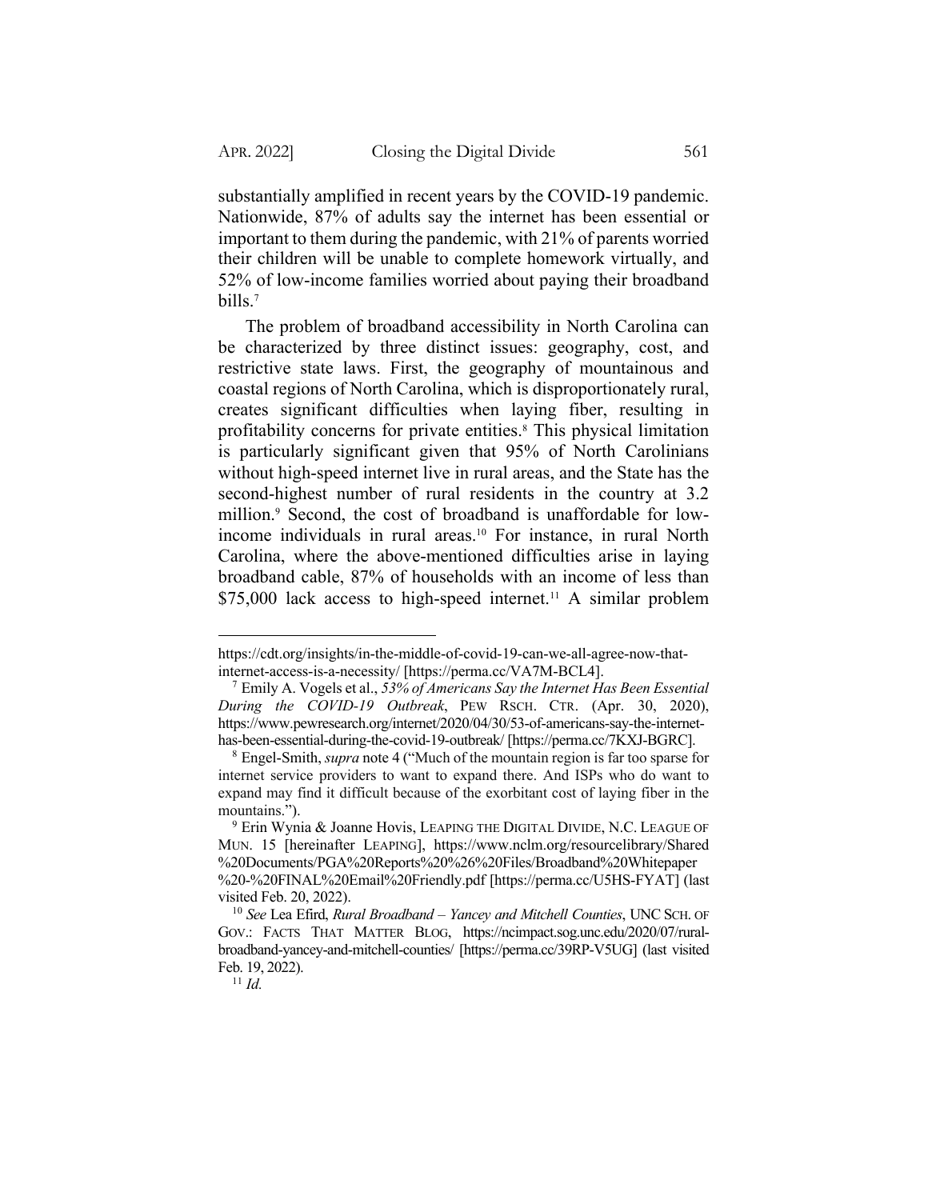substantially amplified in recent years by the COVID-19 pandemic. Nationwide, 87% of adults say the internet has been essential or important to them during the pandemic, with 21% of parents worried their children will be unable to complete homework virtually, and 52% of low-income families worried about paying their broadband bills.[7]

The problem of broadband accessibility in North Carolina can be characterized by three distinct issues: geography, cost, and restrictive state laws. First, the geography of mountainous and coastal regions of North Carolina, which is disproportionately rural, creates significant difficulties when laying fiber, resulting in profitability concerns for private entities.[8] This physical limitation is particularly significant given that 95% of North Carolinians without high-speed internet live in rural areas, and the State has the second-highest number of rural residents in the country at 3.2 million.[9] Second, the cost of broadband is unaffordable for low-income individuals in rural areas.[10] For instance, in rural North Carolina, where the above-mentioned difficulties arise in laying broadband cable, 87% of households with an income of less than $75,000 lack access to high-speed internet.[11] A similar problem

---

https://cdt.org/insights/in-the-middle-of-covid-19-can-we-all-agree-now-that-internet-access-is-a-necessity/ [https://perma.cc/VA7M-BCL4].

[7] Emily A. Vogels et al., *53% of Americans Say the Internet Has Been Essential During the COVID-19 Outbreak*, PEW RSCH. CTR. (Apr. 30, 2020), https://www.pewresearch.org/internet/2020/04/30/53-of-americans-say-the-internet-has-been-essential-during-the-covid-19-outbreak/ [https://perma.cc/7KXJ-BGRC].

[8] Engel-Smith, *supra* note 4 ("Much of the mountain region is far too sparse for internet service providers to want to expand there. And ISPs who do want to expand may find it difficult because of the exorbitant cost of laying fiber in the mountains.").

[9] Erin Wynia & Joanne Hovis, LEAPING THE DIGITAL DIVIDE, N.C. LEAGUE OF MUN. 15 [hereinafter LEAPING], https://www.nclm.org/resourcelibrary/Shared%20Documents/PGA%20Reports%20%26%20Files/Broadband%20Whitepaper%20-%20FINAL%20Email%20Friendly.pdf [https://perma.cc/U5HS-FYAT] (last visited Feb. 20, 2022).

[10] *See* Lea Efird, *Rural Broadband – Yancey and Mitchell Counties*, UNC SCH. OF GOV.: FACTS THAT MATTER BLOG, https://ncimpact.sog.unc.edu/2020/07/rural-broadband-yancey-and-mitchell-counties/ [https://perma.cc/39RP-V5UG] (last visited Feb. 19, 2022).

[11] *Id.*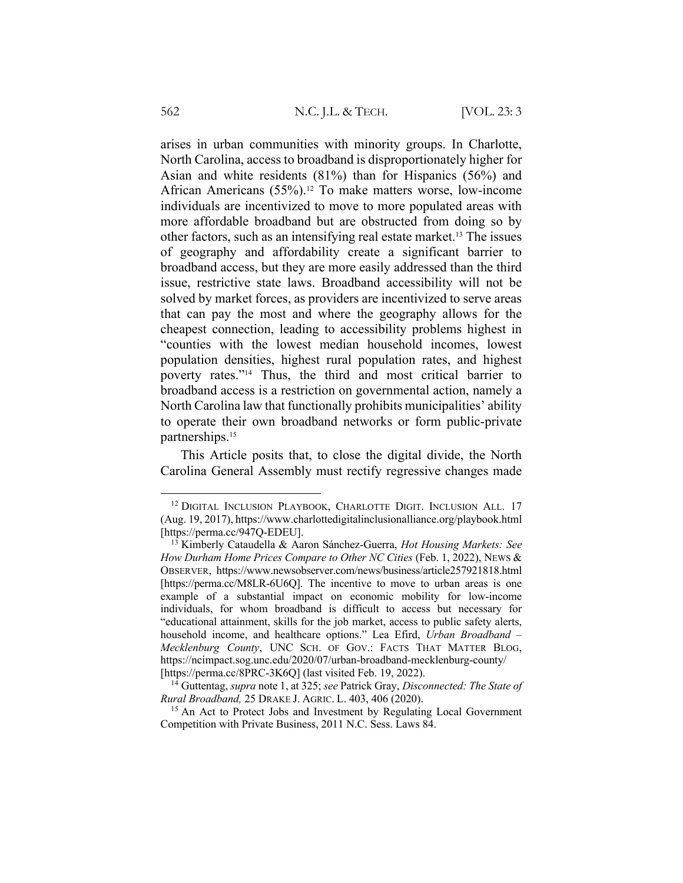arises in urban communities with minority groups. In Charlotte, North Carolina, access to broadband is disproportionately higher for Asian and white residents (81%) than for Hispanics (56%) and African Americans (55%).[12] To make matters worse, low-income individuals are incentivized to move to more populated areas with more affordable broadband but are obstructed from doing so by other factors, such as an intensifying real estate market.[13] The issues of geography and affordability create a significant barrier to broadband access, but they are more easily addressed than the third issue, restrictive state laws. Broadband accessibility will not be solved by market forces, as providers are incentivized to serve areas that can pay the most and where the geography allows for the cheapest connection, leading to accessibility problems highest in "counties with the lowest median household incomes, lowest population densities, highest rural population rates, and highest poverty rates."[14] Thus, the third and most critical barrier to broadband access is a restriction on governmental action, namely a North Carolina law that functionally prohibits municipalities' ability to operate their own broadband networks or form public-private partnerships.[15]

This Article posits that, to close the digital divide, the North Carolina General Assembly must rectify regressive changes made

---

[12] DIGITAL INCLUSION PLAYBOOK, CHARLOTTE DIGIT. INCLUSION ALL. 17 (Aug. 19, 2017), https://www.charlottedigitalinclusionalliance.org/playbook.html [https://perma.cc/947Q-EDEU].

[13] Kimberly Cataudella & Aaron Sánchez-Guerra, *Hot Housing Markets: See How Durham Home Prices Compare to Other NC Cities* (Feb. 1, 2022), NEWS & OBSERVER, https://www.newsobserver.com/news/business/article257921818.html [https://perma.cc/M8LR-6U6Q]. The incentive to move to urban areas is one example of a substantial impact on economic mobility for low-income individuals, for whom broadband is difficult to access but necessary for "educational attainment, skills for the job market, access to public safety alerts, household income, and healthcare options." Lea Efird, *Urban Broadband – Mecklenburg County*, UNC SCH. OF GOV.: FACTS THAT MATTER BLOG, https://ncimpact.sog.unc.edu/2020/07/urban-broadband-mecklenburg-county/ [https://perma.cc/8PRC-3K6Q] (last visited Feb. 19, 2022).

[14] Guttentag, *supra* note 1, at 325; *see* Patrick Gray, *Disconnected: The State of Rural Broadband,* 25 DRAKE J. AGRIC. L. 403, 406 (2020).

[15] An Act to Protect Jobs and Investment by Regulating Local Government Competition with Private Business, 2011 N.C. Sess. Laws 84.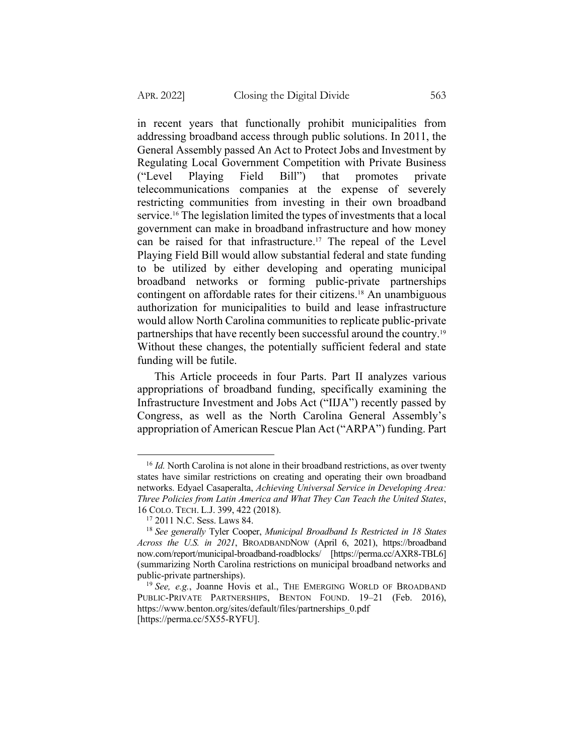in recent years that functionally prohibit municipalities from addressing broadband access through public solutions. In 2011, the General Assembly passed An Act to Protect Jobs and Investment by Regulating Local Government Competition with Private Business ("Level Playing Field Bill") that promotes private telecommunications companies at the expense of severely restricting communities from investing in their own broadband service.[16] The legislation limited the types of investments that a local government can make in broadband infrastructure and how money can be raised for that infrastructure.[17] The repeal of the Level Playing Field Bill would allow substantial federal and state funding to be utilized by either developing and operating municipal broadband networks or forming public-private partnerships contingent on affordable rates for their citizens.[18] An unambiguous authorization for municipalities to build and lease infrastructure would allow North Carolina communities to replicate public-private partnerships that have recently been successful around the country.[19] Without these changes, the potentially sufficient federal and state funding will be futile.

This Article proceeds in four Parts. Part II analyzes various appropriations of broadband funding, specifically examining the Infrastructure Investment and Jobs Act ("IIJA") recently passed by Congress, as well as the North Carolina General Assembly's appropriation of American Rescue Plan Act ("ARPA") funding. Part

---

[16] *Id.* North Carolina is not alone in their broadband restrictions, as over twenty states have similar restrictions on creating and operating their own broadband networks. Edyael Casaperalta, *Achieving Universal Service in Developing Area: Three Policies from Latin America and What They Can Teach the United States*, 16 COLO. TECH. L.J. 399, 422 (2018).

[17] 2011 N.C. Sess. Laws 84.

[18] *See generally* Tyler Cooper, *Municipal Broadband Is Restricted in 18 States Across the U.S. in 2021*, BROADBANDNOW (April 6, 2021), https://broadbandnow.com/report/municipal-broadband-roadblocks/ [https://perma.cc/AXR8-TBL6] (summarizing North Carolina restrictions on municipal broadband networks and public-private partnerships).

[19] *See, e.g.*, Joanne Hovis et al., THE EMERGING WORLD OF BROADBAND PUBLIC-PRIVATE PARTNERSHIPS, BENTON FOUND. 19–21 (Feb. 2016), https://www.benton.org/sites/default/files/partnerships_0.pdf [https://perma.cc/5X55-RYFU].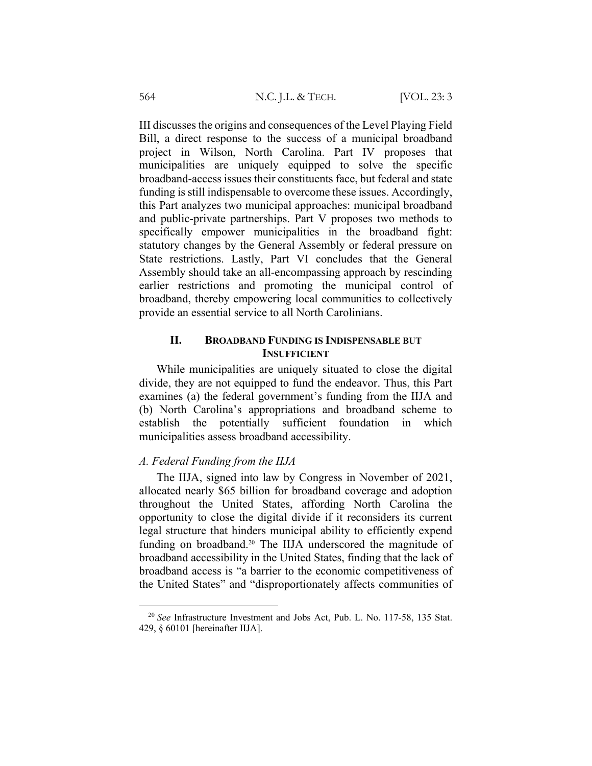III discusses the origins and consequences of the Level Playing Field Bill, a direct response to the success of a municipal broadband project in Wilson, North Carolina. Part IV proposes that municipalities are uniquely equipped to solve the specific broadband-access issues their constituents face, but federal and state funding is still indispensable to overcome these issues. Accordingly, this Part analyzes two municipal approaches: municipal broadband and public-private partnerships. Part V proposes two methods to specifically empower municipalities in the broadband fight: statutory changes by the General Assembly or federal pressure on State restrictions. Lastly, Part VI concludes that the General Assembly should take an all-encompassing approach by rescinding earlier restrictions and promoting the municipal control of broadband, thereby empowering local communities to collectively provide an essential service to all North Carolinians.

## II. BROADBAND FUNDING IS INDISPENSABLE BUT INSUFFICIENT

While municipalities are uniquely situated to close the digital divide, they are not equipped to fund the endeavor. Thus, this Part examines (a) the federal government's funding from the IIJA and (b) North Carolina's appropriations and broadband scheme to establish the potentially sufficient foundation in which municipalities assess broadband accessibility.

### *A. Federal Funding from the IIJA*

The IIJA, signed into law by Congress in November of 2021, allocated nearly $65 billion for broadband coverage and adoption throughout the United States, affording North Carolina the opportunity to close the digital divide if it reconsiders its current legal structure that hinders municipal ability to efficiently expend funding on broadband.[20] The IIJA underscored the magnitude of broadband accessibility in the United States, finding that the lack of broadband access is "a barrier to the economic competitiveness of the United States" and "disproportionately affects communities of

[20] *See* Infrastructure Investment and Jobs Act, Pub. L. No. 117-58, 135 Stat. 429, § 60101 [hereinafter IIJA].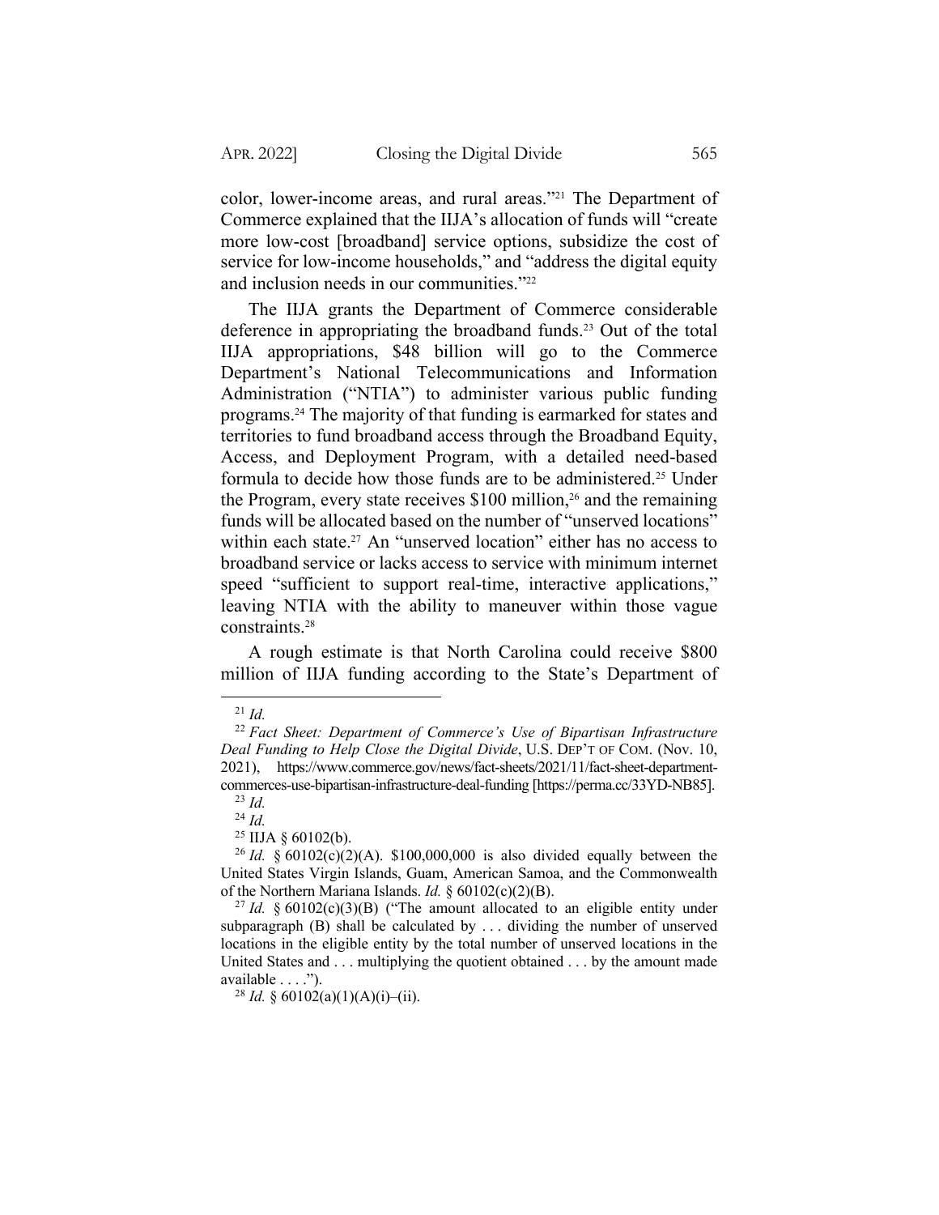color, lower-income areas, and rural areas."[21] The Department of Commerce explained that the IIJA's allocation of funds will "create more low-cost [broadband] service options, subsidize the cost of service for low-income households," and "address the digital equity and inclusion needs in our communities."[22]

The IIJA grants the Department of Commerce considerable deference in appropriating the broadband funds.[23] Out of the total IIJA appropriations, $48 billion will go to the Commerce Department's National Telecommunications and Information Administration ("NTIA") to administer various public funding programs.[24] The majority of that funding is earmarked for states and territories to fund broadband access through the Broadband Equity, Access, and Deployment Program, with a detailed need-based formula to decide how those funds are to be administered.[25] Under the Program, every state receives $100 million,[26] and the remaining funds will be allocated based on the number of "unserved locations" within each state.[27] An "unserved location" either has no access to broadband service or lacks access to service with minimum internet speed "sufficient to support real-time, interactive applications," leaving NTIA with the ability to maneuver within those vague constraints.[28]

A rough estimate is that North Carolina could receive $800 million of IIJA funding according to the State's Department of

---

[21] *Id.*

[22] *Fact Sheet: Department of Commerce's Use of Bipartisan Infrastructure Deal Funding to Help Close the Digital Divide*, U.S. DEP'T OF COM. (Nov. 10, 2021), https://www.commerce.gov/news/fact-sheets/2021/11/fact-sheet-department-commerces-use-bipartisan-infrastructure-deal-funding [https://perma.cc/33YD-NB85].

[23] *Id.*

[24] *Id.*

[25] IIJA § 60102(b).

[26] *Id.* § 60102(c)(2)(A). $100,000,000 is also divided equally between the United States Virgin Islands, Guam, American Samoa, and the Commonwealth of the Northern Mariana Islands. *Id.* § 60102(c)(2)(B).

[27] *Id.* § 60102(c)(3)(B) ("The amount allocated to an eligible entity under subparagraph (B) shall be calculated by . . . dividing the number of unserved locations in the eligible entity by the total number of unserved locations in the United States and . . . multiplying the quotient obtained . . . by the amount made available . . . .").

[28] *Id.* § 60102(a)(1)(A)(i)–(ii).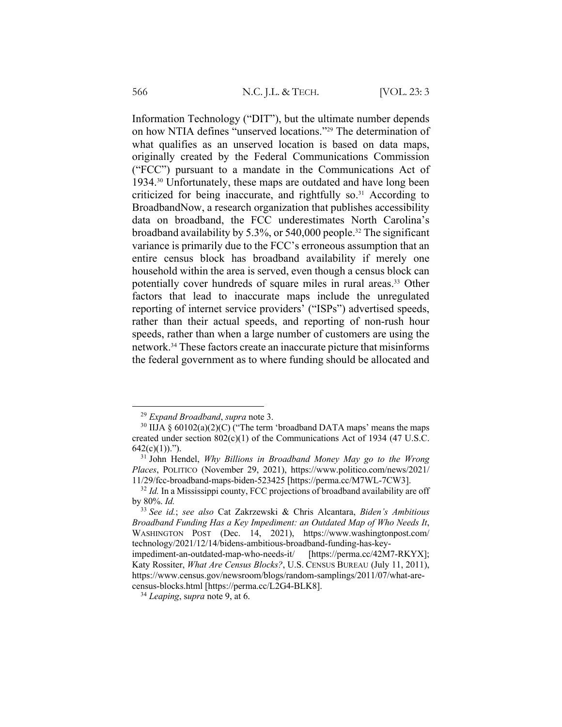Information Technology ("DIT"), but the ultimate number depends on how NTIA defines "unserved locations."[29] The determination of what qualifies as an unserved location is based on data maps, originally created by the Federal Communications Commission ("FCC") pursuant to a mandate in the Communications Act of 1934.[30] Unfortunately, these maps are outdated and have long been criticized for being inaccurate, and rightfully so.[31] According to BroadbandNow, a research organization that publishes accessibility data on broadband, the FCC underestimates North Carolina's broadband availability by 5.3%, or 540,000 people.[32] The significant variance is primarily due to the FCC's erroneous assumption that an entire census block has broadband availability if merely one household within the area is served, even though a census block can potentially cover hundreds of square miles in rural areas.[33] Other factors that lead to inaccurate maps include the unregulated reporting of internet service providers' ("ISPs") advertised speeds, rather than their actual speeds, and reporting of non-rush hour speeds, rather than when a large number of customers are using the network.[34] These factors create an inaccurate picture that misinforms the federal government as to where funding should be allocated and

---

[29] *Expand Broadband*, *supra* note 3.

[30] IIJA § 60102(a)(2)(C) ("The term 'broadband DATA maps' means the maps created under section 802(c)(1) of the Communications Act of 1934 (47 U.S.C. 642(c)(1)).").

[31] John Hendel, *Why Billions in Broadband Money May go to the Wrong Places*, POLITICO (November 29, 2021), https://www.politico.com/news/2021/11/29/fcc-broadband-maps-biden-523425 [https://perma.cc/M7WL-7CW3].

[32] *Id.* In a Mississippi county, FCC projections of broadband availability are off by 80%. *Id.*

[33] *See id.*; *see also* Cat Zakrzewski & Chris Alcantara, *Biden's Ambitious Broadband Funding Has a Key Impediment: an Outdated Map of Who Needs It*, WASHINGTON POST (Dec. 14, 2021), https://www.washingtonpost.com/technology/2021/12/14/bidens-ambitious-broadband-funding-has-key-impediment-an-outdated-map-who-needs-it/ [https://perma.cc/42M7-RKYX]; Katy Rossiter, *What Are Census Blocks?*, U.S. CENSUS BUREAU (July 11, 2011), https://www.census.gov/newsroom/blogs/random-samplings/2011/07/what-are-census-blocks.html [https://perma.cc/L2G4-BLK8].

[34] *Leaping*, *supra* note 9, at 6.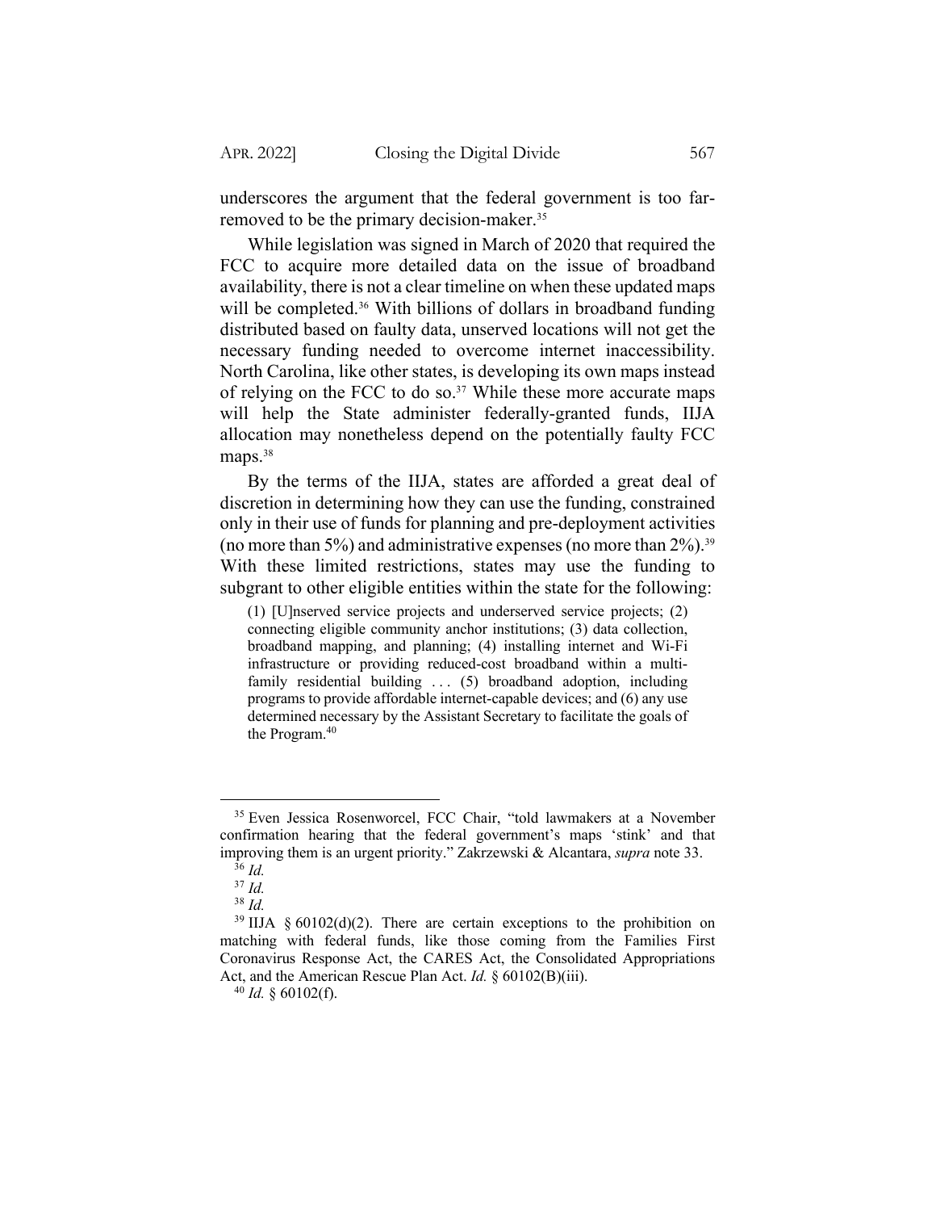underscores the argument that the federal government is too far-removed to be the primary decision-maker.[35]

While legislation was signed in March of 2020 that required the FCC to acquire more detailed data on the issue of broadband availability, there is not a clear timeline on when these updated maps will be completed.[36] With billions of dollars in broadband funding distributed based on faulty data, unserved locations will not get the necessary funding needed to overcome internet inaccessibility. North Carolina, like other states, is developing its own maps instead of relying on the FCC to do so.[37] While these more accurate maps will help the State administer federally-granted funds, IIJA allocation may nonetheless depend on the potentially faulty FCC maps.[38]

By the terms of the IIJA, states are afforded a great deal of discretion in determining how they can use the funding, constrained only in their use of funds for planning and pre-deployment activities (no more than 5%) and administrative expenses (no more than 2%).[39] With these limited restrictions, states may use the funding to subgrant to other eligible entities within the state for the following:

> (1) [U]nserved service projects and underserved service projects; (2) connecting eligible community anchor institutions; (3) data collection, broadband mapping, and planning; (4) installing internet and Wi-Fi infrastructure or providing reduced-cost broadband within a multi-family residential building . . . (5) broadband adoption, including programs to provide affordable internet-capable devices; and (6) any use determined necessary by the Assistant Secretary to facilitate the goals of the Program.[40]

---

[35] Even Jessica Rosenworcel, FCC Chair, "told lawmakers at a November confirmation hearing that the federal government's maps 'stink' and that improving them is an urgent priority." Zakrzewski & Alcantara, *supra* note 33.

[36] *Id.*

[37] *Id.*

[38] *Id.*

[39] IIJA § 60102(d)(2). There are certain exceptions to the prohibition on matching with federal funds, like those coming from the Families First Coronavirus Response Act, the CARES Act, the Consolidated Appropriations Act, and the American Rescue Plan Act. *Id.* § 60102(B)(iii).

[40] *Id.* § 60102(f).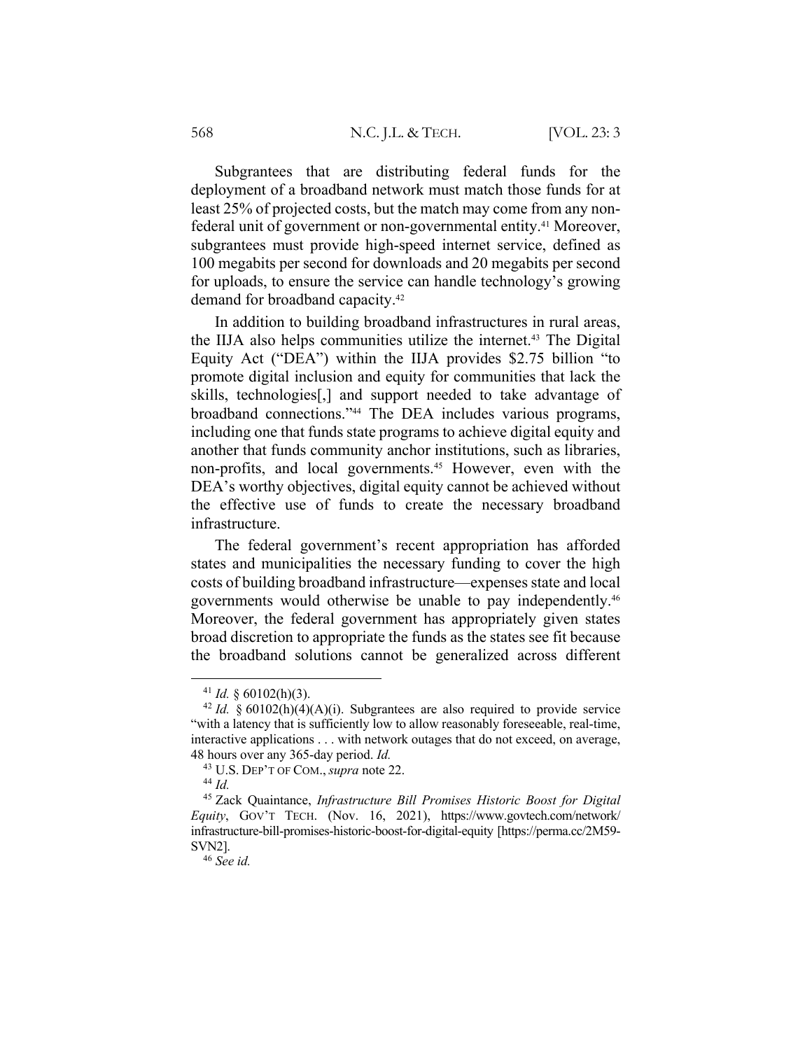Subgrantees that are distributing federal funds for the deployment of a broadband network must match those funds for at least 25% of projected costs, but the match may come from any non-federal unit of government or non-governmental entity.[41] Moreover, subgrantees must provide high-speed internet service, defined as 100 megabits per second for downloads and 20 megabits per second for uploads, to ensure the service can handle technology's growing demand for broadband capacity.[42]

In addition to building broadband infrastructures in rural areas, the IIJA also helps communities utilize the internet.[43] The Digital Equity Act ("DEA") within the IIJA provides $2.75 billion "to promote digital inclusion and equity for communities that lack the skills, technologies[,] and support needed to take advantage of broadband connections."[44] The DEA includes various programs, including one that funds state programs to achieve digital equity and another that funds community anchor institutions, such as libraries, non-profits, and local governments.[45] However, even with the DEA's worthy objectives, digital equity cannot be achieved without the effective use of funds to create the necessary broadband infrastructure.

The federal government's recent appropriation has afforded states and municipalities the necessary funding to cover the high costs of building broadband infrastructure—expenses state and local governments would otherwise be unable to pay independently.[46] Moreover, the federal government has appropriately given states broad discretion to appropriate the funds as the states see fit because the broadband solutions cannot be generalized across different

---

[41] *Id.* § 60102(h)(3).

[42] *Id.* § 60102(h)(4)(A)(i). Subgrantees are also required to provide service "with a latency that is sufficiently low to allow reasonably foreseeable, real-time, interactive applications . . . with network outages that do not exceed, on average, 48 hours over any 365-day period. *Id.*

[43] U.S. DEP'T OF COM., *supra* note 22.

[44] *Id.*

[45] Zack Quaintance, *Infrastructure Bill Promises Historic Boost for Digital Equity*, GOV'T TECH. (Nov. 16, 2021), https://www.govtech.com/network/infrastructure-bill-promises-historic-boost-for-digital-equity [https://perma.cc/2M59-SVN2].

[46] *See id.*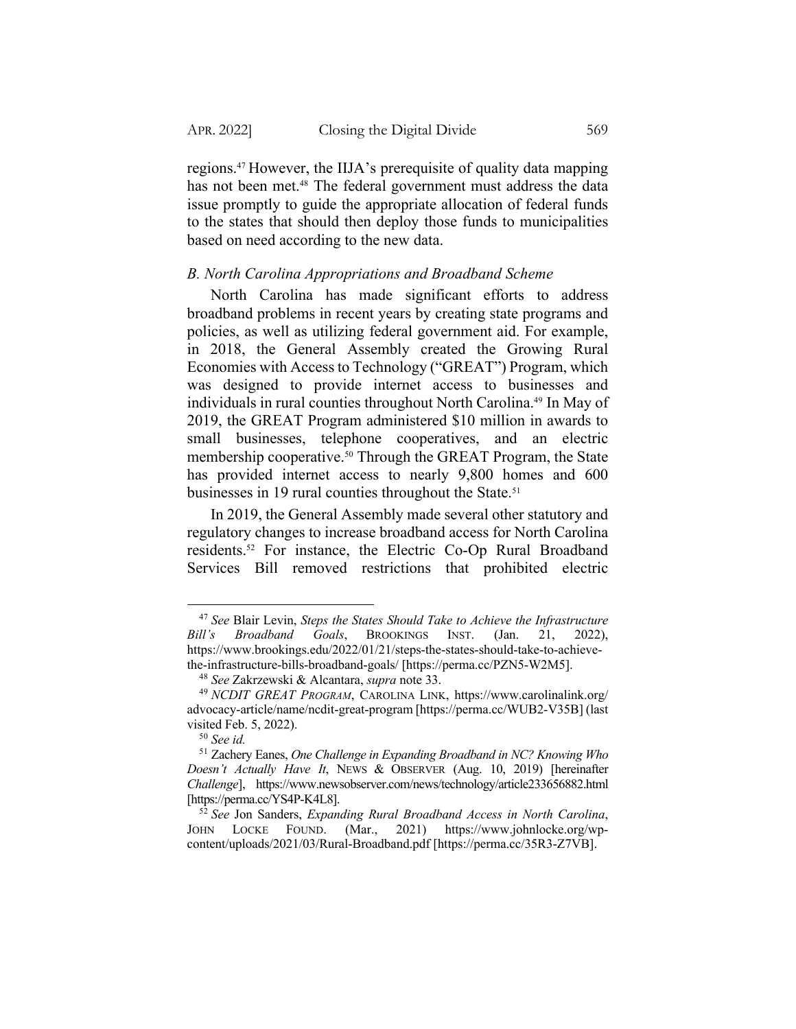regions.[47] However, the IIJA's prerequisite of quality data mapping has not been met.[48] The federal government must address the data issue promptly to guide the appropriate allocation of federal funds to the states that should then deploy those funds to municipalities based on need according to the new data.

### *B. North Carolina Appropriations and Broadband Scheme*

North Carolina has made significant efforts to address broadband problems in recent years by creating state programs and policies, as well as utilizing federal government aid. For example, in 2018, the General Assembly created the Growing Rural Economies with Access to Technology ("GREAT") Program, which was designed to provide internet access to businesses and individuals in rural counties throughout North Carolina.[49] In May of 2019, the GREAT Program administered $10 million in awards to small businesses, telephone cooperatives, and an electric membership cooperative.[50] Through the GREAT Program, the State has provided internet access to nearly 9,800 homes and 600 businesses in 19 rural counties throughout the State.[51]

In 2019, the General Assembly made several other statutory and regulatory changes to increase broadband access for North Carolina residents.[52] For instance, the Electric Co-Op Rural Broadband Services Bill removed restrictions that prohibited electric

---

[47] *See* Blair Levin, *Steps the States Should Take to Achieve the Infrastructure Bill's Broadband Goals*, BROOKINGS INST. (Jan. 21, 2022), https://www.brookings.edu/2022/01/21/steps-the-states-should-take-to-achieve-the-infrastructure-bills-broadband-goals/ [https://perma.cc/PZN5-W2M5].

[48] *See* Zakrzewski & Alcantara, *supra* note 33.

[49] *NCDIT GREAT PROGRAM*, CAROLINA LINK, https://www.carolinalink.org/advocacy-article/name/ncdit-great-program [https://perma.cc/WUB2-V35B] (last visited Feb. 5, 2022).

[50] *See id.*

[51] Zachery Eanes, *One Challenge in Expanding Broadband in NC? Knowing Who Doesn't Actually Have It*, NEWS & OBSERVER (Aug. 10, 2019) [hereinafter *Challenge*], https://www.newsobserver.com/news/technology/article233656882.html [https://perma.cc/YS4P-K4L8].

[52] *See* Jon Sanders, *Expanding Rural Broadband Access in North Carolina*, JOHN LOCKE FOUND. (Mar., 2021) https://www.johnlocke.org/wp-content/uploads/2021/03/Rural-Broadband.pdf [https://perma.cc/35R3-Z7VB].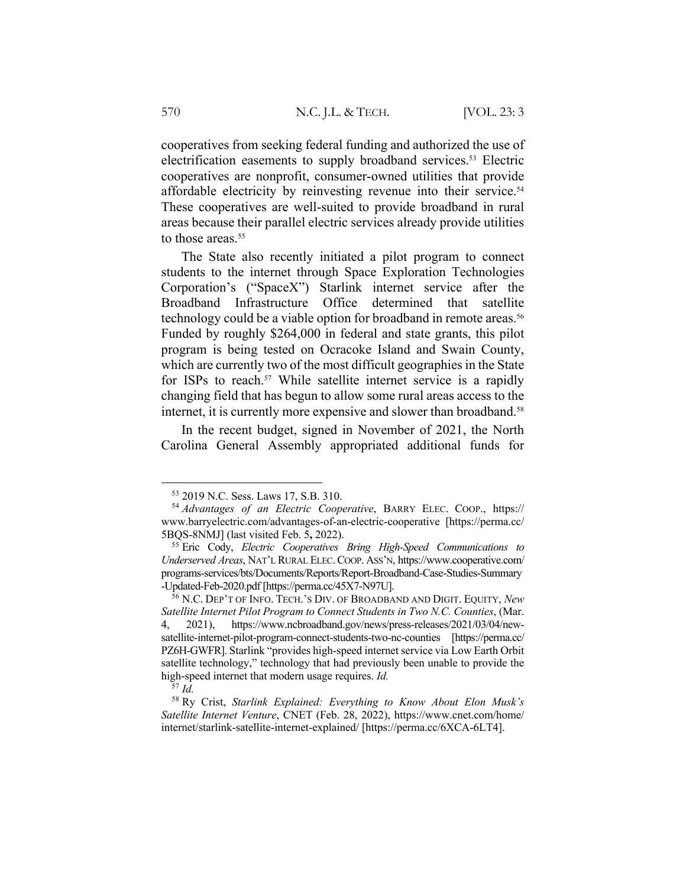cooperatives from seeking federal funding and authorized the use of electrification easements to supply broadband services.[53] Electric cooperatives are nonprofit, consumer-owned utilities that provide affordable electricity by reinvesting revenue into their service.[54] These cooperatives are well-suited to provide broadband in rural areas because their parallel electric services already provide utilities to those areas.[55]

The State also recently initiated a pilot program to connect students to the internet through Space Exploration Technologies Corporation's ("SpaceX") Starlink internet service after the Broadband Infrastructure Office determined that satellite technology could be a viable option for broadband in remote areas.[56] Funded by roughly $264,000 in federal and state grants, this pilot program is being tested on Ocracoke Island and Swain County, which are currently two of the most difficult geographies in the State for ISPs to reach.[57] While satellite internet service is a rapidly changing field that has begun to allow some rural areas access to the internet, it is currently more expensive and slower than broadband.[58]

In the recent budget, signed in November of 2021, the North Carolina General Assembly appropriated additional funds for

---

[53] 2019 N.C. Sess. Laws 17, S.B. 310.

[54] *Advantages of an Electric Cooperative*, BARRY ELEC. COOP., https://www.barryelectric.com/advantages-of-an-electric-cooperative [https://perma.cc/5BQS-8NMJ] (last visited Feb. 5, 2022).

[55] Eric Cody, *Electric Cooperatives Bring High-Speed Communications to Underserved Areas*, NAT'L RURAL ELEC. COOP. ASS'N, https://www.cooperative.com/programs-services/bts/Documents/Reports/Report-Broadband-Case-Studies-Summary-Updated-Feb-2020.pdf [https://perma.cc/45X7-N97U].

[56] N.C. DEP'T OF INFO. TECH.'S DIV. OF BROADBAND AND DIGIT. EQUITY, *New Satellite Internet Pilot Program to Connect Students in Two N.C. Counties*, (Mar. 4, 2021), https://www.ncbroadband.gov/news/press-releases/2021/03/04/new-satellite-internet-pilot-program-connect-students-two-nc-counties [https://perma.cc/PZ6H-GWFR]. Starlink "provides high-speed internet service via Low Earth Orbit satellite technology," technology that had previously been unable to provide the high-speed internet that modern usage requires. *Id.*

[57] *Id.*

[58] Ry Crist, *Starlink Explained: Everything to Know About Elon Musk's Satellite Internet Venture*, CNET (Feb. 28, 2022), https://www.cnet.com/home/internet/starlink-satellite-internet-explained/ [https://perma.cc/6XCA-6LT4].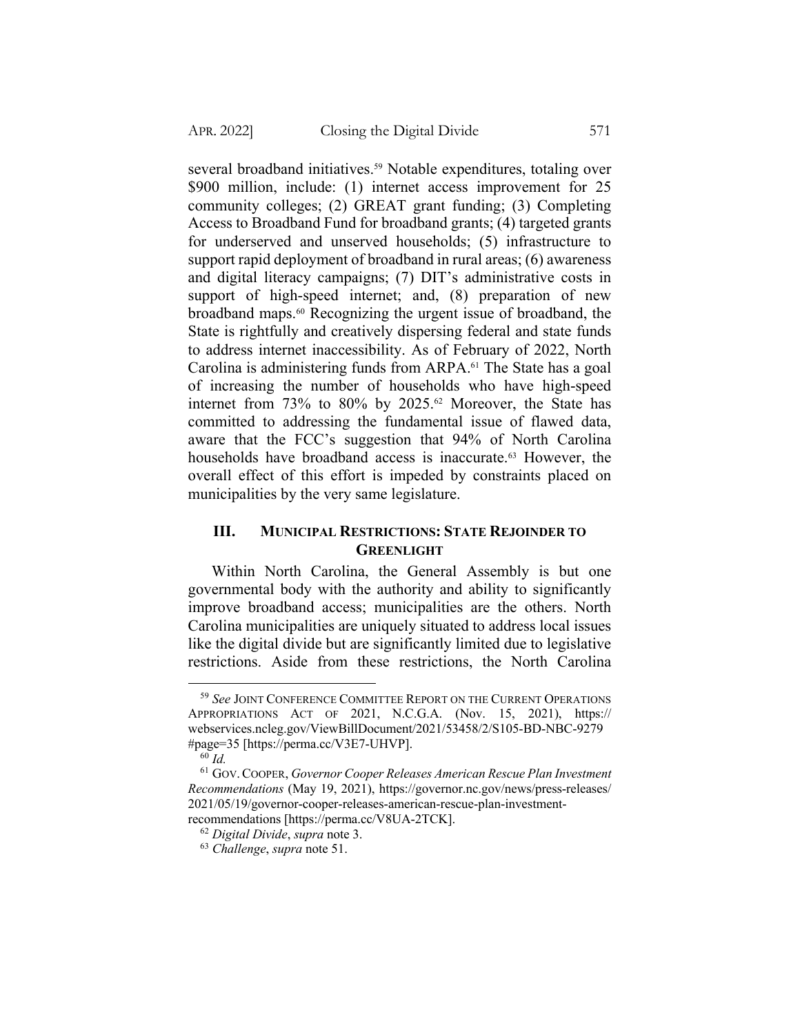several broadband initiatives.[59] Notable expenditures, totaling over $900 million, include: (1) internet access improvement for 25 community colleges; (2) GREAT grant funding; (3) Completing Access to Broadband Fund for broadband grants; (4) targeted grants for underserved and unserved households; (5) infrastructure to support rapid deployment of broadband in rural areas; (6) awareness and digital literacy campaigns; (7) DIT's administrative costs in support of high-speed internet; and, (8) preparation of new broadband maps.[60] Recognizing the urgent issue of broadband, the State is rightfully and creatively dispersing federal and state funds to address internet inaccessibility. As of February of 2022, North Carolina is administering funds from ARPA.[61] The State has a goal of increasing the number of households who have high-speed internet from 73% to 80% by 2025.[62] Moreover, the State has committed to addressing the fundamental issue of flawed data, aware that the FCC's suggestion that 94% of North Carolina households have broadband access is inaccurate.[63] However, the overall effect of this effort is impeded by constraints placed on municipalities by the very same legislature.

## III. MUNICIPAL RESTRICTIONS: STATE REJOINDER TO GREENLIGHT

Within North Carolina, the General Assembly is but one governmental body with the authority and ability to significantly improve broadband access; municipalities are the others. North Carolina municipalities are uniquely situated to address local issues like the digital divide but are significantly limited due to legislative restrictions. Aside from these restrictions, the North Carolina

---

[59] *See* JOINT CONFERENCE COMMITTEE REPORT ON THE CURRENT OPERATIONS APPROPRIATIONS ACT OF 2021, N.C.G.A. (Nov. 15, 2021), https://webservices.ncleg.gov/ViewBillDocument/2021/53458/2/S105-BD-NBC-9279#page=35 [https://perma.cc/V3E7-UHVP].

[60] *Id.*

[61] GOV. COOPER, *Governor Cooper Releases American Rescue Plan Investment Recommendations* (May 19, 2021), https://governor.nc.gov/news/press-releases/2021/05/19/governor-cooper-releases-american-rescue-plan-investment-recommendations [https://perma.cc/V8UA-2TCK].

[62] *Digital Divide*, *supra* note 3.

[63] *Challenge*, *supra* note 51.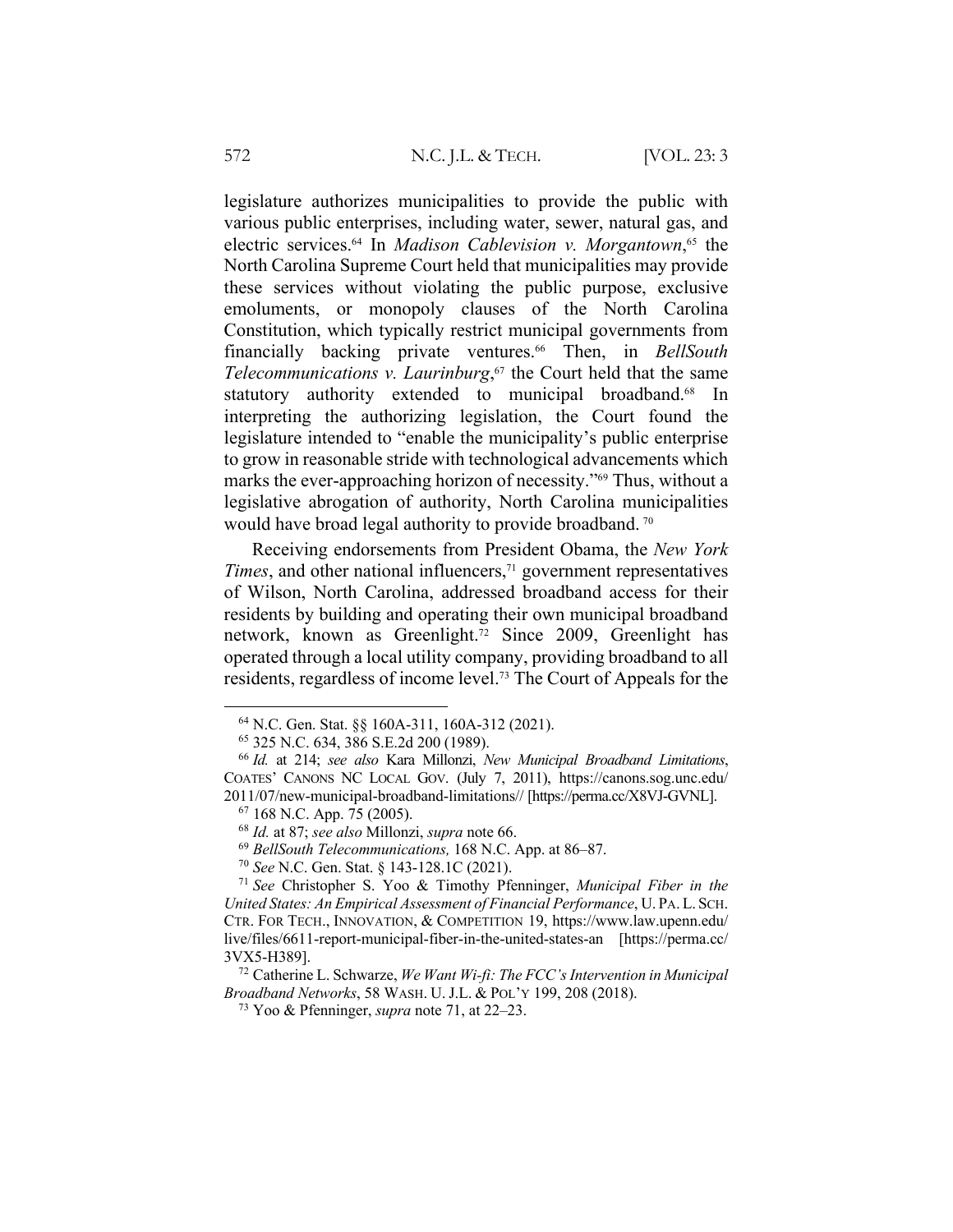legislature authorizes municipalities to provide the public with various public enterprises, including water, sewer, natural gas, and electric services.[64] In *Madison Cablevision v. Morgantown*,[65] the North Carolina Supreme Court held that municipalities may provide these services without violating the public purpose, exclusive emoluments, or monopoly clauses of the North Carolina Constitution, which typically restrict municipal governments from financially backing private ventures.[66] Then, in *BellSouth Telecommunications v. Laurinburg*,[67] the Court held that the same statutory authority extended to municipal broadband.[68] In interpreting the authorizing legislation, the Court found the legislature intended to "enable the municipality's public enterprise to grow in reasonable stride with technological advancements which marks the ever-approaching horizon of necessity."[69] Thus, without a legislative abrogation of authority, North Carolina municipalities would have broad legal authority to provide broadband.[70]

Receiving endorsements from President Obama, the *New York Times*, and other national influencers,[71] government representatives of Wilson, North Carolina, addressed broadband access for their residents by building and operating their own municipal broadband network, known as Greenlight.[72] Since 2009, Greenlight has operated through a local utility company, providing broadband to all residents, regardless of income level.[73] The Court of Appeals for the

---

[64] N.C. Gen. Stat. §§ 160A-311, 160A-312 (2021).

[65] 325 N.C. 634, 386 S.E.2d 200 (1989).

[66] *Id.* at 214; *see also* Kara Millonzi, *New Municipal Broadband Limitations*, COATES' CANONS NC LOCAL GOV. (July 7, 2011), https://canons.sog.unc.edu/2011/07/new-municipal-broadband-limitations// [https://perma.cc/X8VJ-GVNL].

[67] 168 N.C. App. 75 (2005).

[68] *Id.* at 87; *see also* Millonzi, *supra* note 66.

[69] *BellSouth Telecommunications,* 168 N.C. App. at 86–87.

[70] *See* N.C. Gen. Stat. § 143-128.1C (2021).

[71] *See* Christopher S. Yoo & Timothy Pfenninger, *Municipal Fiber in the United States: An Empirical Assessment of Financial Performance*, U. PA. L. SCH. CTR. FOR TECH., INNOVATION, & COMPETITION 19, https://www.law.upenn.edu/live/files/6611-report-municipal-fiber-in-the-united-states-an [https://perma.cc/3VX5-H389].

[72] Catherine L. Schwarze, *We Want Wi-fi: The FCC's Intervention in Municipal Broadband Networks*, 58 WASH. U. J.L. & POL'Y 199, 208 (2018).

[73] Yoo & Pfenninger, *supra* note 71, at 22–23.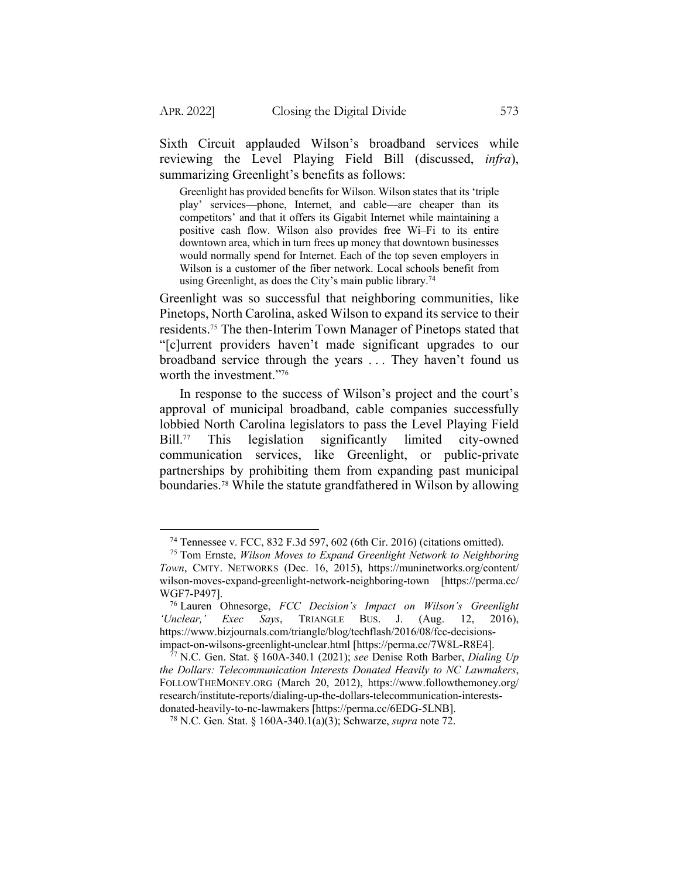Sixth Circuit applauded Wilson's broadband services while reviewing the Level Playing Field Bill (discussed, *infra*), summarizing Greenlight's benefits as follows:

> Greenlight has provided benefits for Wilson. Wilson states that its 'triple play' services—phone, Internet, and cable—are cheaper than its competitors' and that it offers its Gigabit Internet while maintaining a positive cash flow. Wilson also provides free Wi–Fi to its entire downtown area, which in turn frees up money that downtown businesses would normally spend for Internet. Each of the top seven employers in Wilson is a customer of the fiber network. Local schools benefit from using Greenlight, as does the City's main public library.[74]

Greenlight was so successful that neighboring communities, like Pinetops, North Carolina, asked Wilson to expand its service to their residents.[75] The then-Interim Town Manager of Pinetops stated that "[c]urrent providers haven't made significant upgrades to our broadband service through the years . . . They haven't found us worth the investment."[76]

In response to the success of Wilson's project and the court's approval of municipal broadband, cable companies successfully lobbied North Carolina legislators to pass the Level Playing Field Bill.[77] This legislation significantly limited city-owned communication services, like Greenlight, or public-private partnerships by prohibiting them from expanding past municipal boundaries.[78] While the statute grandfathered in Wilson by allowing

---

[74] Tennessee v. FCC, 832 F.3d 597, 602 (6th Cir. 2016) (citations omitted).

[75] Tom Ernste, *Wilson Moves to Expand Greenlight Network to Neighboring Town*, CMTY. NETWORKS (Dec. 16, 2015), https://muninetworks.org/content/wilson-moves-expand-greenlight-network-neighboring-town [https://perma.cc/WGF7-P497].

[76] Lauren Ohnesorge, *FCC Decision's Impact on Wilson's Greenlight 'Unclear,' Exec Says*, TRIANGLE BUS. J. (Aug. 12, 2016), https://www.bizjournals.com/triangle/blog/techflash/2016/08/fcc-decisions-impact-on-wilsons-greenlight-unclear.html [https://perma.cc/7W8L-R8E4].

[77] N.C. Gen. Stat. § 160A-340.1 (2021); *see* Denise Roth Barber, *Dialing Up the Dollars: Telecommunication Interests Donated Heavily to NC Lawmakers*, FOLLOWTHEMONEY.ORG (March 20, 2012), https://www.followthemoney.org/research/institute-reports/dialing-up-the-dollars-telecommunication-interests-donated-heavily-to-nc-lawmakers [https://perma.cc/6EDG-5LNB].

[78] N.C. Gen. Stat. § 160A-340.1(a)(3); Schwarze, *supra* note 72.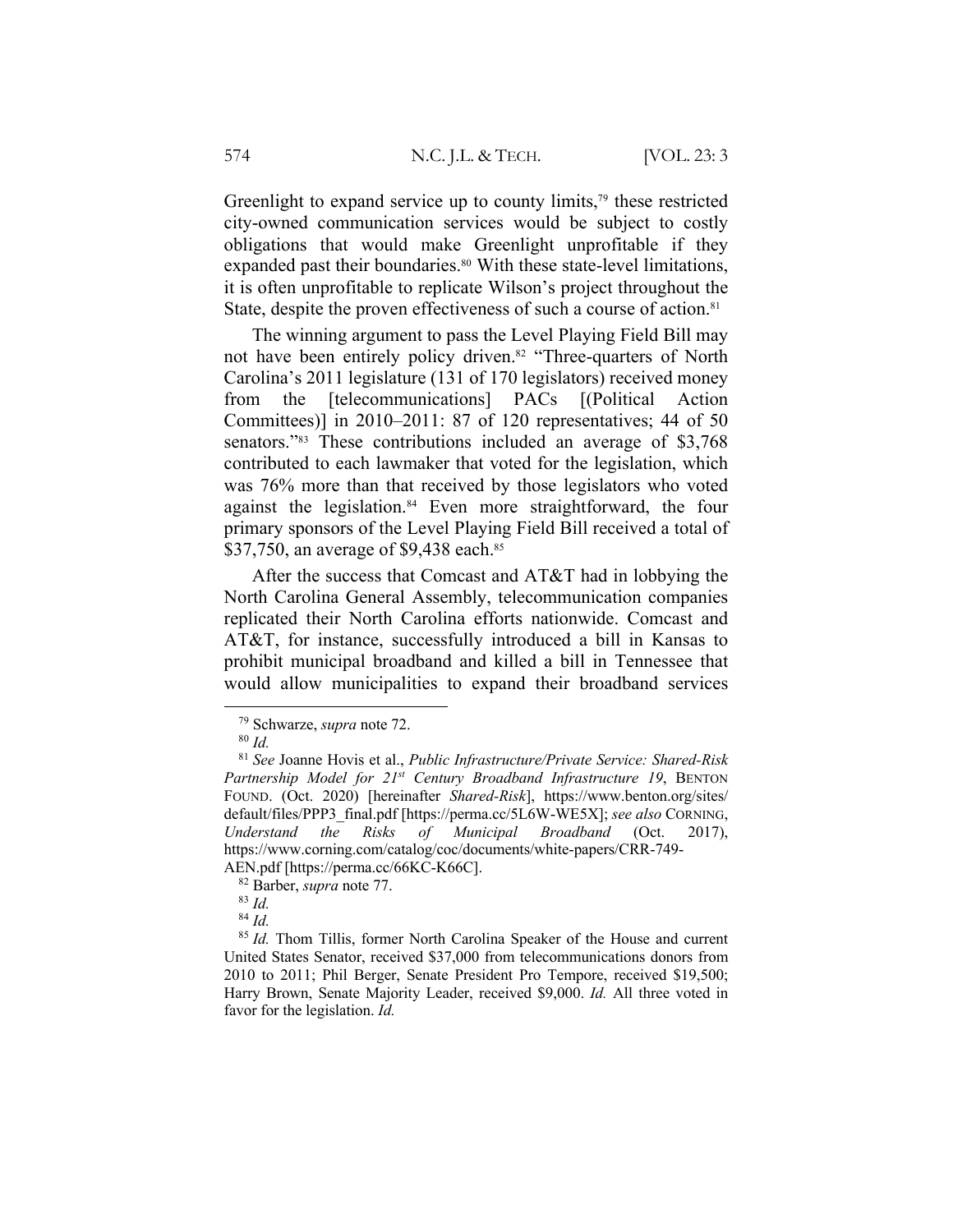Greenlight to expand service up to county limits,[79] these restricted city-owned communication services would be subject to costly obligations that would make Greenlight unprofitable if they expanded past their boundaries.[80] With these state-level limitations, it is often unprofitable to replicate Wilson's project throughout the State, despite the proven effectiveness of such a course of action.[81]

The winning argument to pass the Level Playing Field Bill may not have been entirely policy driven.[82] "Three-quarters of North Carolina's 2011 legislature (131 of 170 legislators) received money from the [telecommunications] PACs [(Political Action Committees)] in 2010–2011: 87 of 120 representatives; 44 of 50 senators."[83] These contributions included an average of $3,768 contributed to each lawmaker that voted for the legislation, which was 76% more than that received by those legislators who voted against the legislation.[84] Even more straightforward, the four primary sponsors of the Level Playing Field Bill received a total of $37,750, an average of $9,438 each.[85]

After the success that Comcast and AT&T had in lobbying the North Carolina General Assembly, telecommunication companies replicated their North Carolina efforts nationwide. Comcast and AT&T, for instance, successfully introduced a bill in Kansas to prohibit municipal broadband and killed a bill in Tennessee that would allow municipalities to expand their broadband services

---

[79] Schwarze, *supra* note 72.

[80] *Id.*

[81] *See* Joanne Hovis et al., *Public Infrastructure/Private Service: Shared-Risk Partnership Model for 21st Century Broadband Infrastructure 19*, BENTON FOUND. (Oct. 2020) [hereinafter *Shared-Risk*], https://www.benton.org/sites/default/files/PPP3_final.pdf [https://perma.cc/5L6W-WE5X]; *see also* CORNING, *Understand the Risks of Municipal Broadband* (Oct. 2017), https://www.corning.com/catalog/coc/documents/white-papers/CRR-749-AEN.pdf [https://perma.cc/66KC-K66C].

[82] Barber, *supra* note 77.

[83] *Id.*

[84] *Id.*

[85] *Id.* Thom Tillis, former North Carolina Speaker of the House and current United States Senator, received $37,000 from telecommunications donors from 2010 to 2011; Phil Berger, Senate President Pro Tempore, received $19,500; Harry Brown, Senate Majority Leader, received $9,000. *Id.* All three voted in favor for the legislation. *Id.*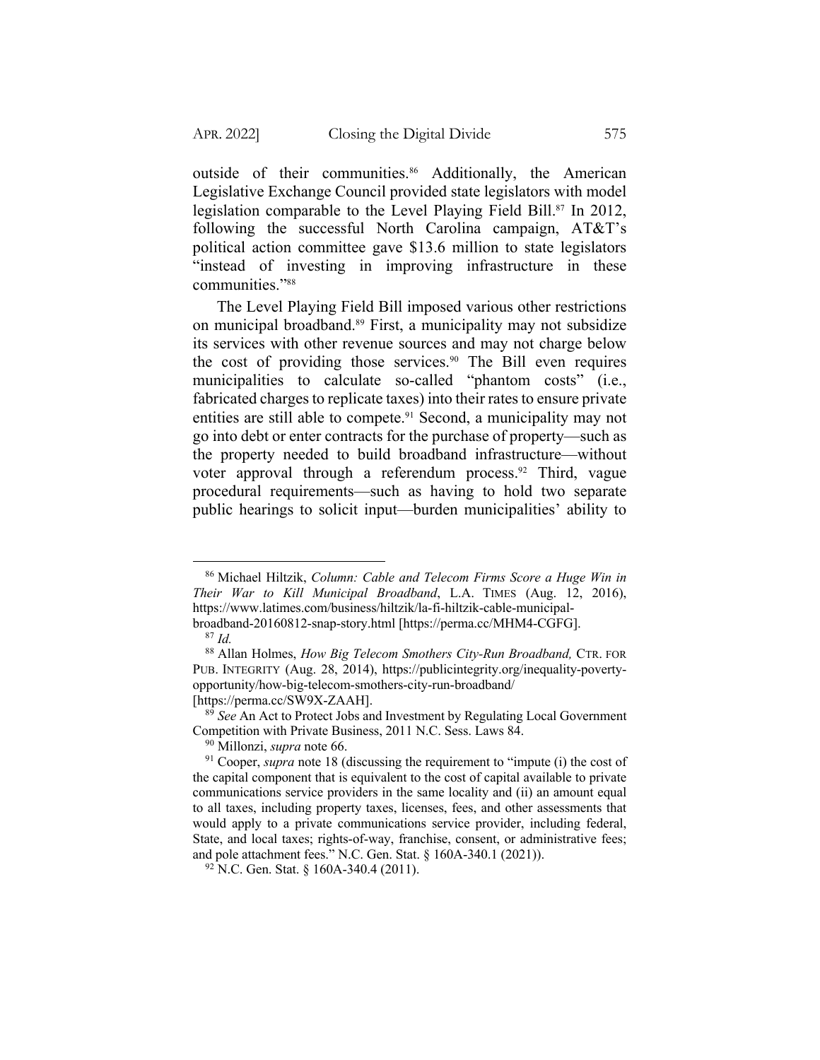outside of their communities.[86] Additionally, the American Legislative Exchange Council provided state legislators with model legislation comparable to the Level Playing Field Bill.[87] In 2012, following the successful North Carolina campaign, AT&T's political action committee gave $13.6 million to state legislators "instead of investing in improving infrastructure in these communities."[88]

The Level Playing Field Bill imposed various other restrictions on municipal broadband.[89] First, a municipality may not subsidize its services with other revenue sources and may not charge below the cost of providing those services.[90] The Bill even requires municipalities to calculate so-called "phantom costs" (i.e., fabricated charges to replicate taxes) into their rates to ensure private entities are still able to compete.[91] Second, a municipality may not go into debt or enter contracts for the purchase of property—such as the property needed to build broadband infrastructure—without voter approval through a referendum process.[92] Third, vague procedural requirements—such as having to hold two separate public hearings to solicit input—burden municipalities' ability to

---

[86] Michael Hiltzik, *Column: Cable and Telecom Firms Score a Huge Win in Their War to Kill Municipal Broadband*, L.A. TIMES (Aug. 12, 2016), https://www.latimes.com/business/hiltzik/la-fi-hiltzik-cable-municipal-broadband-20160812-snap-story.html [https://perma.cc/MHM4-CGFG].

[87] *Id.*

[88] Allan Holmes, *How Big Telecom Smothers City-Run Broadband,* CTR. FOR PUB. INTEGRITY (Aug. 28, 2014), https://publicintegrity.org/inequality-poverty-opportunity/how-big-telecom-smothers-city-run-broadband/ [https://perma.cc/SW9X-ZAAH].

[89] *See* An Act to Protect Jobs and Investment by Regulating Local Government Competition with Private Business, 2011 N.C. Sess. Laws 84.

[90] Millonzi, *supra* note 66.

[91] Cooper, *supra* note 18 (discussing the requirement to "impute (i) the cost of the capital component that is equivalent to the cost of capital available to private communications service providers in the same locality and (ii) an amount equal to all taxes, including property taxes, licenses, fees, and other assessments that would apply to a private communications service provider, including federal, State, and local taxes; rights-of-way, franchise, consent, or administrative fees; and pole attachment fees." N.C. Gen. Stat. § 160A-340.1 (2021)).

[92] N.C. Gen. Stat. § 160A-340.4 (2011).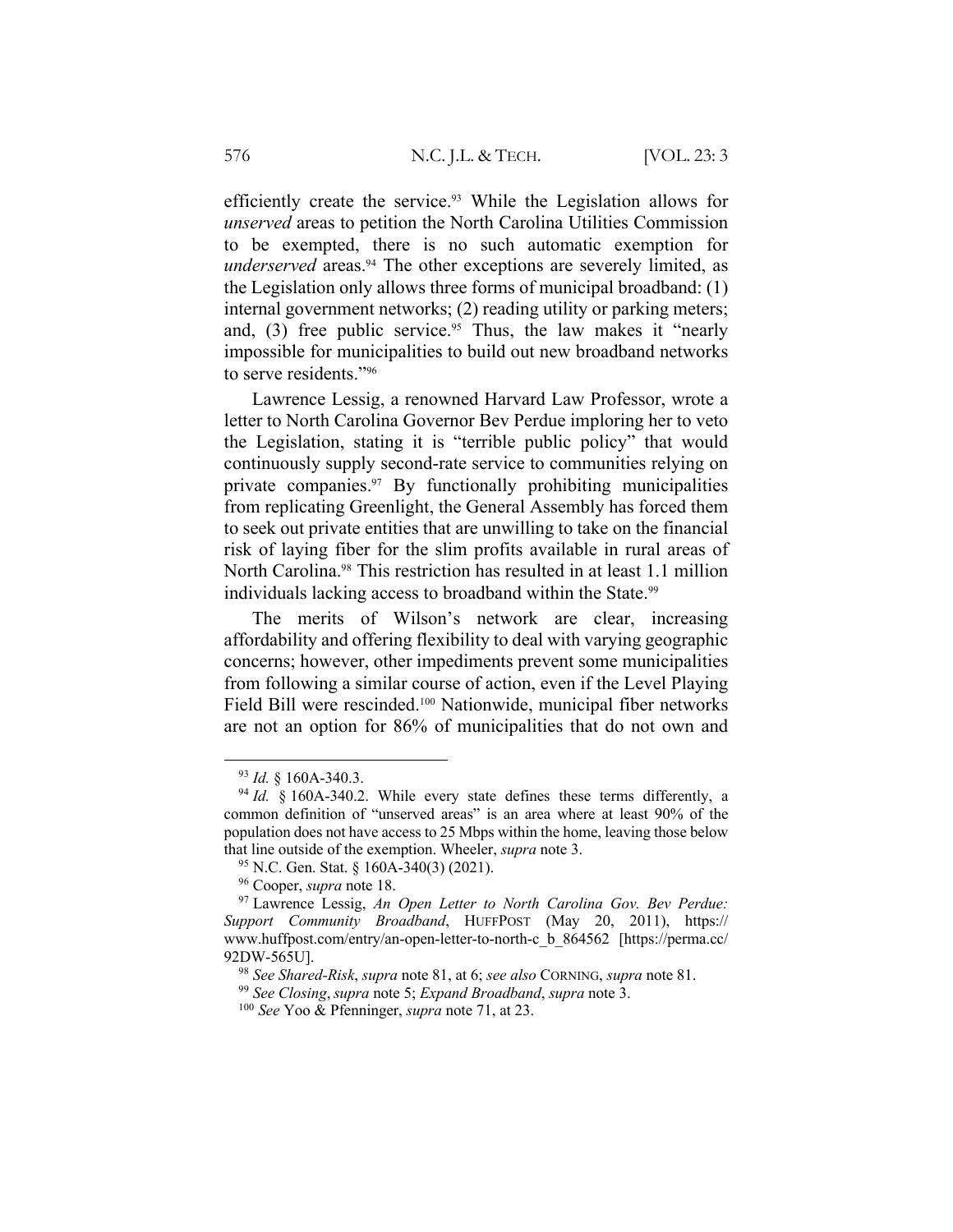efficiently create the service.[93] While the Legislation allows for *unserved* areas to petition the North Carolina Utilities Commission to be exempted, there is no such automatic exemption for *underserved* areas.[94] The other exceptions are severely limited, as the Legislation only allows three forms of municipal broadband: (1) internal government networks; (2) reading utility or parking meters; and, (3) free public service.[95] Thus, the law makes it "nearly impossible for municipalities to build out new broadband networks to serve residents."[96]

Lawrence Lessig, a renowned Harvard Law Professor, wrote a letter to North Carolina Governor Bev Perdue imploring her to veto the Legislation, stating it is "terrible public policy" that would continuously supply second-rate service to communities relying on private companies.[97] By functionally prohibiting municipalities from replicating Greenlight, the General Assembly has forced them to seek out private entities that are unwilling to take on the financial risk of laying fiber for the slim profits available in rural areas of North Carolina.[98] This restriction has resulted in at least 1.1 million individuals lacking access to broadband within the State.[99]

The merits of Wilson's network are clear, increasing affordability and offering flexibility to deal with varying geographic concerns; however, other impediments prevent some municipalities from following a similar course of action, even if the Level Playing Field Bill were rescinded.[100] Nationwide, municipal fiber networks are not an option for 86% of municipalities that do not own and

---

[93] *Id.* § 160A-340.3.

[94] *Id.* § 160A-340.2. While every state defines these terms differently, a common definition of "unserved areas" is an area where at least 90% of the population does not have access to 25 Mbps within the home, leaving those below that line outside of the exemption. Wheeler, *supra* note 3.

[95] N.C. Gen. Stat. § 160A-340(3) (2021).

[96] Cooper, *supra* note 18.

[97] Lawrence Lessig, *An Open Letter to North Carolina Gov. Bev Perdue: Support Community Broadband*, HUFFPOST (May 20, 2011), https://www.huffpost.com/entry/an-open-letter-to-north-c_b_864562 [https://perma.cc/92DW-565U].

[98] *See Shared-Risk*, *supra* note 81, at 6; *see also* CORNING, *supra* note 81.

[99] *See Closing*, *supra* note 5; *Expand Broadband*, *supra* note 3.

[100] *See* Yoo & Pfenninger, *supra* note 71, at 23.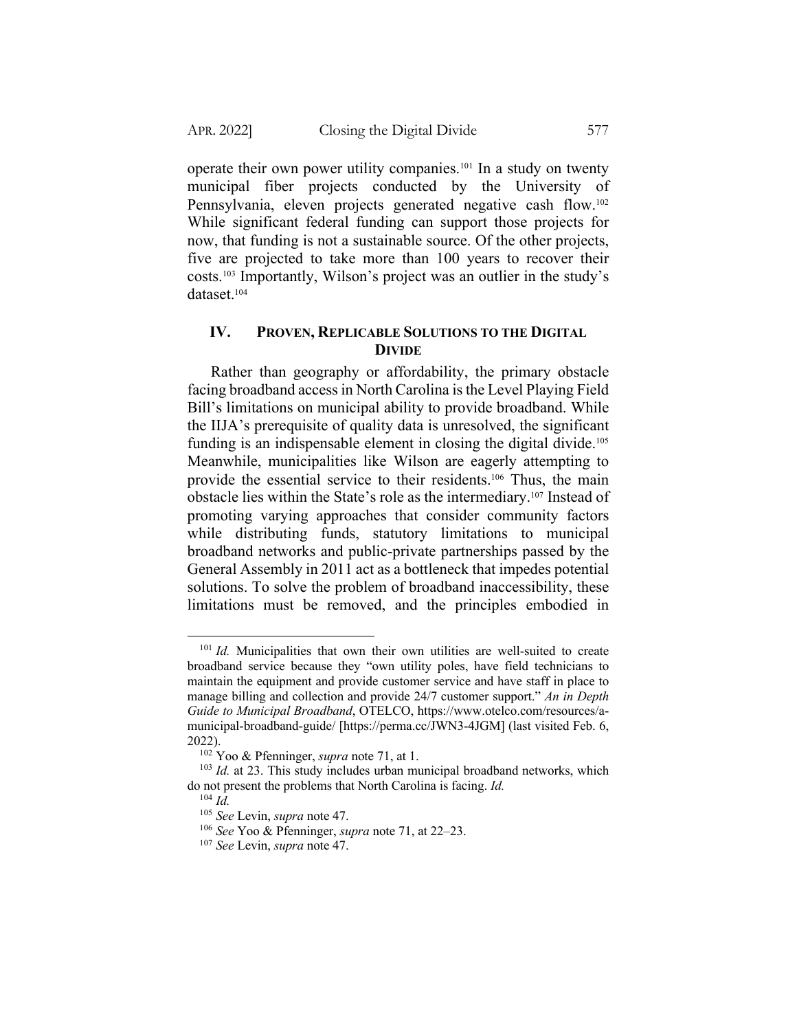operate their own power utility companies.[101] In a study on twenty municipal fiber projects conducted by the University of Pennsylvania, eleven projects generated negative cash flow.[102] While significant federal funding can support those projects for now, that funding is not a sustainable source. Of the other projects, five are projected to take more than 100 years to recover their costs.[103] Importantly, Wilson's project was an outlier in the study's dataset.[104]

## IV. PROVEN, REPLICABLE SOLUTIONS TO THE DIGITAL DIVIDE

Rather than geography or affordability, the primary obstacle facing broadband access in North Carolina is the Level Playing Field Bill's limitations on municipal ability to provide broadband. While the IIJA's prerequisite of quality data is unresolved, the significant funding is an indispensable element in closing the digital divide.[105] Meanwhile, municipalities like Wilson are eagerly attempting to provide the essential service to their residents.[106] Thus, the main obstacle lies within the State's role as the intermediary.[107] Instead of promoting varying approaches that consider community factors while distributing funds, statutory limitations to municipal broadband networks and public-private partnerships passed by the General Assembly in 2011 act as a bottleneck that impedes potential solutions. To solve the problem of broadband inaccessibility, these limitations must be removed, and the principles embodied in

---

[101] *Id.* Municipalities that own their own utilities are well-suited to create broadband service because they "own utility poles, have field technicians to maintain the equipment and provide customer service and have staff in place to manage billing and collection and provide 24/7 customer support." *An in Depth Guide to Municipal Broadband*, OTELCO, https://www.otelco.com/resources/a-municipal-broadband-guide/ [https://perma.cc/JWN3-4JGM] (last visited Feb. 6, 2022).

[102] Yoo & Pfenninger, *supra* note 71, at 1.

[103] *Id.* at 23. This study includes urban municipal broadband networks, which do not present the problems that North Carolina is facing. *Id.*

[104] *Id.*

[105] *See* Levin, *supra* note 47.

[106] *See* Yoo & Pfenninger, *supra* note 71, at 22–23.

[107] *See* Levin, *supra* note 47.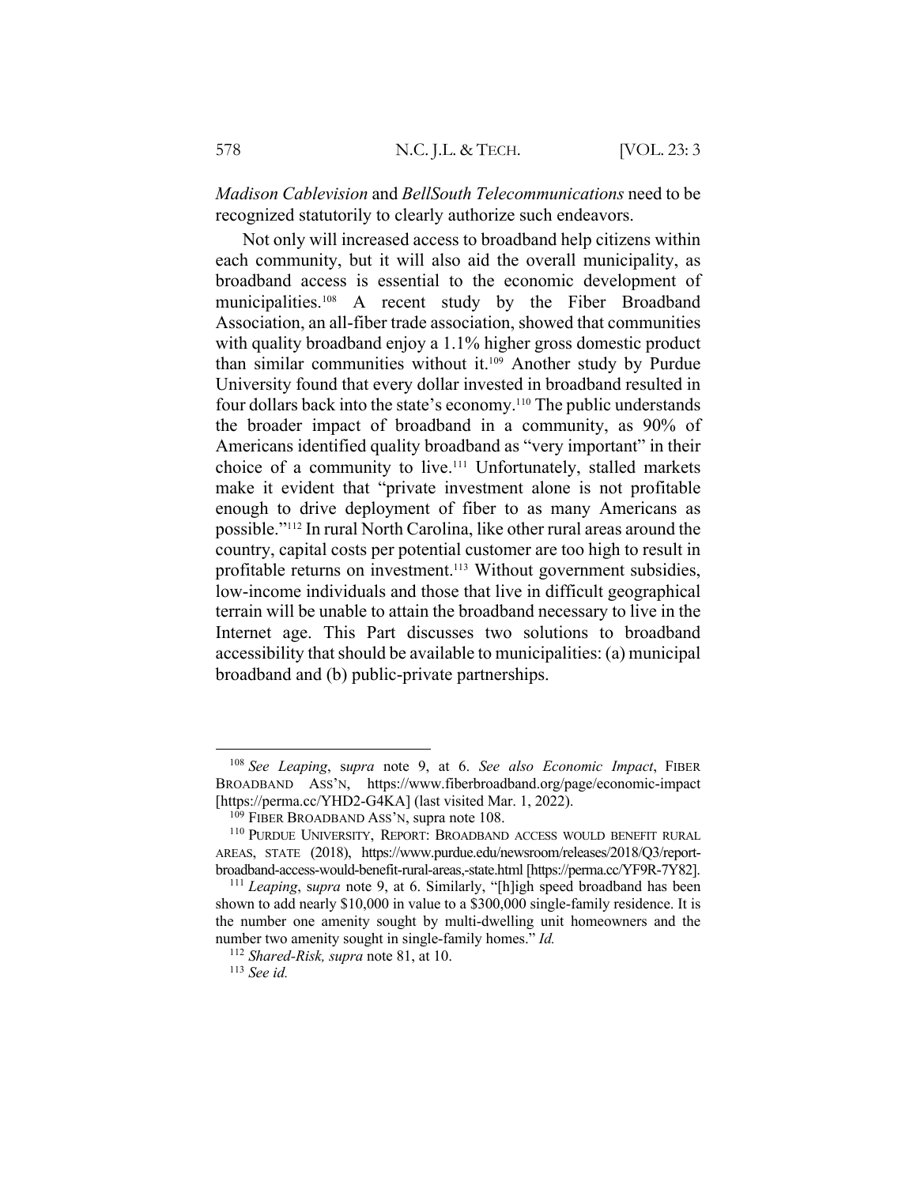*Madison Cablevision* and *BellSouth Telecommunications* need to be recognized statutorily to clearly authorize such endeavors.

Not only will increased access to broadband help citizens within each community, but it will also aid the overall municipality, as broadband access is essential to the economic development of municipalities.[108] A recent study by the Fiber Broadband Association, an all-fiber trade association, showed that communities with quality broadband enjoy a 1.1% higher gross domestic product than similar communities without it.[109] Another study by Purdue University found that every dollar invested in broadband resulted in four dollars back into the state's economy.[110] The public understands the broader impact of broadband in a community, as 90% of Americans identified quality broadband as "very important" in their choice of a community to live.[111] Unfortunately, stalled markets make it evident that "private investment alone is not profitable enough to drive deployment of fiber to as many Americans as possible."[112] In rural North Carolina, like other rural areas around the country, capital costs per potential customer are too high to result in profitable returns on investment.[113] Without government subsidies, low-income individuals and those that live in difficult geographical terrain will be unable to attain the broadband necessary to live in the Internet age. This Part discusses two solutions to broadband accessibility that should be available to municipalities: (a) municipal broadband and (b) public-private partnerships.

---

[108] *See Leaping*, s*upra* note 9, at 6. *See also Economic Impact*, FIBER BROADBAND ASS'N, https://www.fiberbroadband.org/page/economic-impact [https://perma.cc/YHD2-G4KA] (last visited Mar. 1, 2022).

[109] FIBER BROADBAND ASS'N, supra note 108.

[110] PURDUE UNIVERSITY, REPORT: BROADBAND ACCESS WOULD BENEFIT RURAL AREAS, STATE (2018), https://www.purdue.edu/newsroom/releases/2018/Q3/report-broadband-access-would-benefit-rural-areas,-state.html [https://perma.cc/YF9R-7Y82].

[111] *Leaping*, s*upra* note 9, at 6. Similarly, "[h]igh speed broadband has been shown to add nearly $10,000 in value to a $300,000 single-family residence. It is the number one amenity sought by multi-dwelling unit homeowners and the number two amenity sought in single-family homes." *Id.*

[112] *Shared-Risk, supra* note 81, at 10.

[113] *See id.*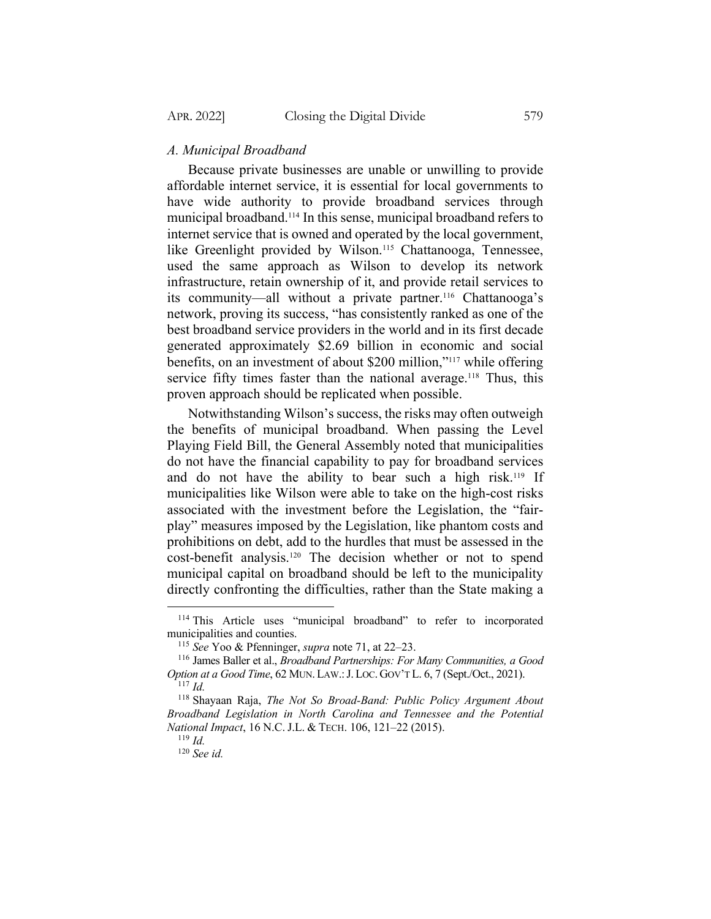### *A. Municipal Broadband*

Because private businesses are unable or unwilling to provide affordable internet service, it is essential for local governments to have wide authority to provide broadband services through municipal broadband.[114] In this sense, municipal broadband refers to internet service that is owned and operated by the local government, like Greenlight provided by Wilson.[115] Chattanooga, Tennessee, used the same approach as Wilson to develop its network infrastructure, retain ownership of it, and provide retail services to its community—all without a private partner.[116] Chattanooga's network, proving its success, "has consistently ranked as one of the best broadband service providers in the world and in its first decade generated approximately $2.69 billion in economic and social benefits, on an investment of about $200 million,"[117] while offering service fifty times faster than the national average.[118] Thus, this proven approach should be replicated when possible.

Notwithstanding Wilson's success, the risks may often outweigh the benefits of municipal broadband. When passing the Level Playing Field Bill, the General Assembly noted that municipalities do not have the financial capability to pay for broadband services and do not have the ability to bear such a high risk.[119] If municipalities like Wilson were able to take on the high-cost risks associated with the investment before the Legislation, the "fair-play" measures imposed by the Legislation, like phantom costs and prohibitions on debt, add to the hurdles that must be assessed in the cost-benefit analysis.[120] The decision whether or not to spend municipal capital on broadband should be left to the municipality directly confronting the difficulties, rather than the State making a

---

[114] This Article uses "municipal broadband" to refer to incorporated municipalities and counties.

[115] *See* Yoo & Pfenninger, *supra* note 71, at 22–23.

[116] James Baller et al., *Broadband Partnerships: For Many Communities, a Good Option at a Good Time*, 62 MUN. LAW.: J. LOC. GOV'T L. 6, 7 (Sept./Oct., 2021).

[117] *Id.*

[118] Shayaan Raja, *The Not So Broad-Band: Public Policy Argument About Broadband Legislation in North Carolina and Tennessee and the Potential National Impact*, 16 N.C. J.L. & TECH. 106, 121–22 (2015).

[119] *Id.*

[120] *See id.*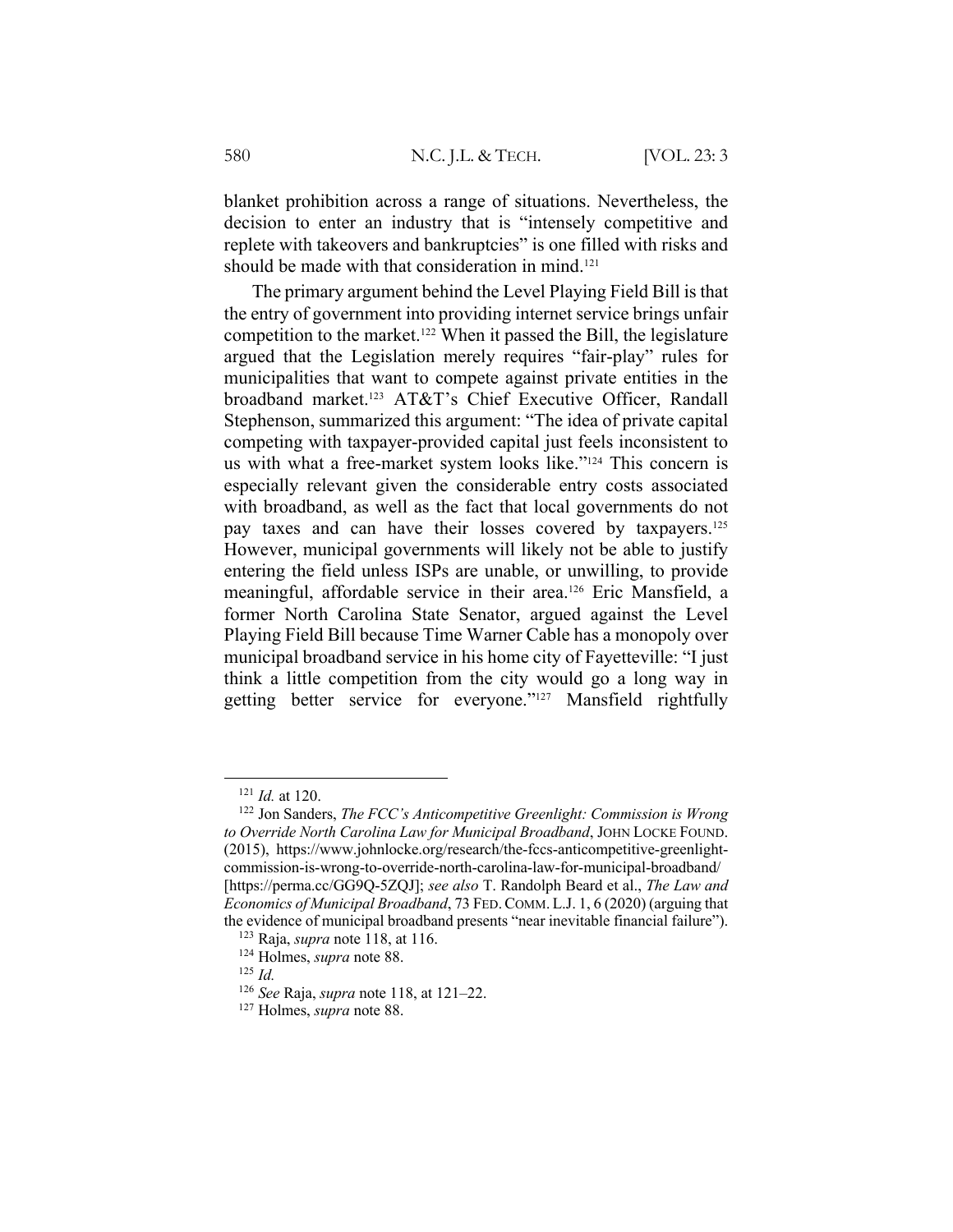blanket prohibition across a range of situations. Nevertheless, the decision to enter an industry that is "intensely competitive and replete with takeovers and bankruptcies" is one filled with risks and should be made with that consideration in mind.[121]

The primary argument behind the Level Playing Field Bill is that the entry of government into providing internet service brings unfair competition to the market.[122] When it passed the Bill, the legislature argued that the Legislation merely requires "fair-play" rules for municipalities that want to compete against private entities in the broadband market.[123] AT&T's Chief Executive Officer, Randall Stephenson, summarized this argument: "The idea of private capital competing with taxpayer-provided capital just feels inconsistent to us with what a free-market system looks like."[124] This concern is especially relevant given the considerable entry costs associated with broadband, as well as the fact that local governments do not pay taxes and can have their losses covered by taxpayers.[125] However, municipal governments will likely not be able to justify entering the field unless ISPs are unable, or unwilling, to provide meaningful, affordable service in their area.[126] Eric Mansfield, a former North Carolina State Senator, argued against the Level Playing Field Bill because Time Warner Cable has a monopoly over municipal broadband service in his home city of Fayetteville: "I just think a little competition from the city would go a long way in getting better service for everyone."[127] Mansfield rightfully

---

[121] *Id.* at 120.

[122] Jon Sanders, *The FCC's Anticompetitive Greenlight: Commission is Wrong to Override North Carolina Law for Municipal Broadband*, JOHN LOCKE FOUND. (2015), https://www.johnlocke.org/research/the-fccs-anticompetitive-greenlight-commission-is-wrong-to-override-north-carolina-law-for-municipal-broadband/ [https://perma.cc/GG9Q-5ZQJ]; *see also* T. Randolph Beard et al., *The Law and Economics of Municipal Broadband*, 73 FED. COMM. L.J. 1, 6 (2020) (arguing that the evidence of municipal broadband presents "near inevitable financial failure").

[123] Raja, *supra* note 118, at 116.

[124] Holmes, *supra* note 88.

[125] *Id.*

[126] *See* Raja, *supra* note 118, at 121–22.

[127] Holmes, *supra* note 88.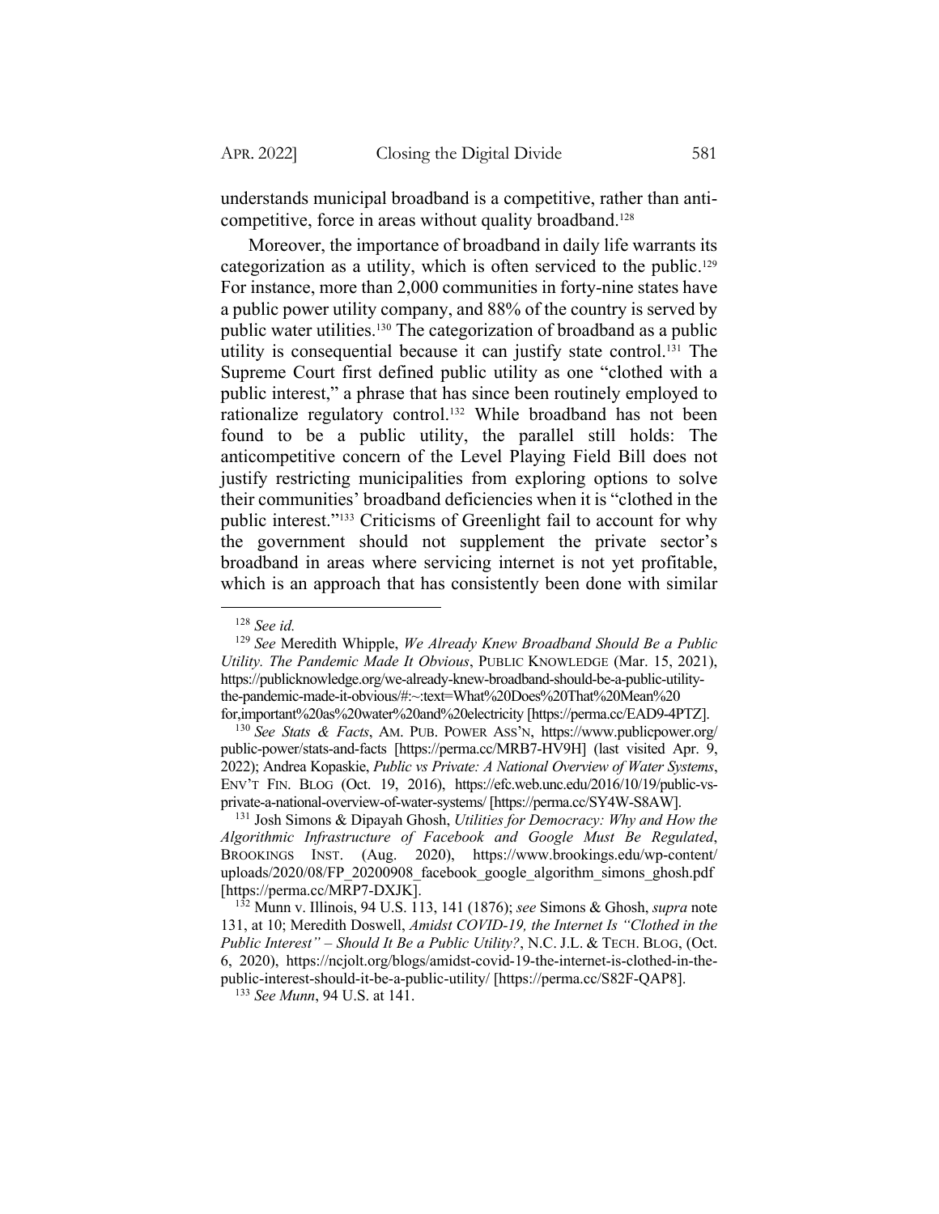understands municipal broadband is a competitive, rather than anti-competitive, force in areas without quality broadband.[128]

Moreover, the importance of broadband in daily life warrants its categorization as a utility, which is often serviced to the public.[129] For instance, more than 2,000 communities in forty-nine states have a public power utility company, and 88% of the country is served by public water utilities.[130] The categorization of broadband as a public utility is consequential because it can justify state control.[131] The Supreme Court first defined public utility as one "clothed with a public interest," a phrase that has since been routinely employed to rationalize regulatory control.[132] While broadband has not been found to be a public utility, the parallel still holds: The anticompetitive concern of the Level Playing Field Bill does not justify restricting municipalities from exploring options to solve their communities' broadband deficiencies when it is "clothed in the public interest."[133] Criticisms of Greenlight fail to account for why the government should not supplement the private sector's broadband in areas where servicing internet is not yet profitable, which is an approach that has consistently been done with similar

---

[128] *See id.*

[129] *See* Meredith Whipple, *We Already Knew Broadband Should Be a Public Utility. The Pandemic Made It Obvious*, PUBLIC KNOWLEDGE (Mar. 15, 2021), https://publicknowledge.org/we-already-knew-broadband-should-be-a-public-utility-the-pandemic-made-it-obvious/#:~:text=What%20Does%20That%20Mean%20for,important%20as%20water%20and%20electricity [https://perma.cc/EAD9-4PTZ].

[130] *See Stats & Facts*, AM. PUB. POWER ASS'N, https://www.publicpower.org/public-power/stats-and-facts [https://perma.cc/MRB7-HV9H] (last visited Apr. 9, 2022); Andrea Kopaskie, *Public vs Private: A National Overview of Water Systems*, ENV'T FIN. BLOG (Oct. 19, 2016), https://efc.web.unc.edu/2016/10/19/public-vs-private-a-national-overview-of-water-systems/ [https://perma.cc/SY4W-S8AW].

[131] Josh Simons & Dipayah Ghosh, *Utilities for Democracy: Why and How the Algorithmic Infrastructure of Facebook and Google Must Be Regulated*, BROOKINGS INST. (Aug. 2020), https://www.brookings.edu/wp-content/uploads/2020/08/FP_20200908_facebook_google_algorithm_simons_ghosh.pdf [https://perma.cc/MRP7-DXJK].

[132] Munn v. Illinois, 94 U.S. 113, 141 (1876); *see* Simons & Ghosh, *supra* note 131, at 10; Meredith Doswell, *Amidst COVID-19, the Internet Is "Clothed in the Public Interest" – Should It Be a Public Utility?*, N.C. J.L. & TECH. BLOG, (Oct. 6, 2020), https://ncjolt.org/blogs/amidst-covid-19-the-internet-is-clothed-in-the-public-interest-should-it-be-a-public-utility/ [https://perma.cc/S82F-QAP8].

[133] *See Munn*, 94 U.S. at 141.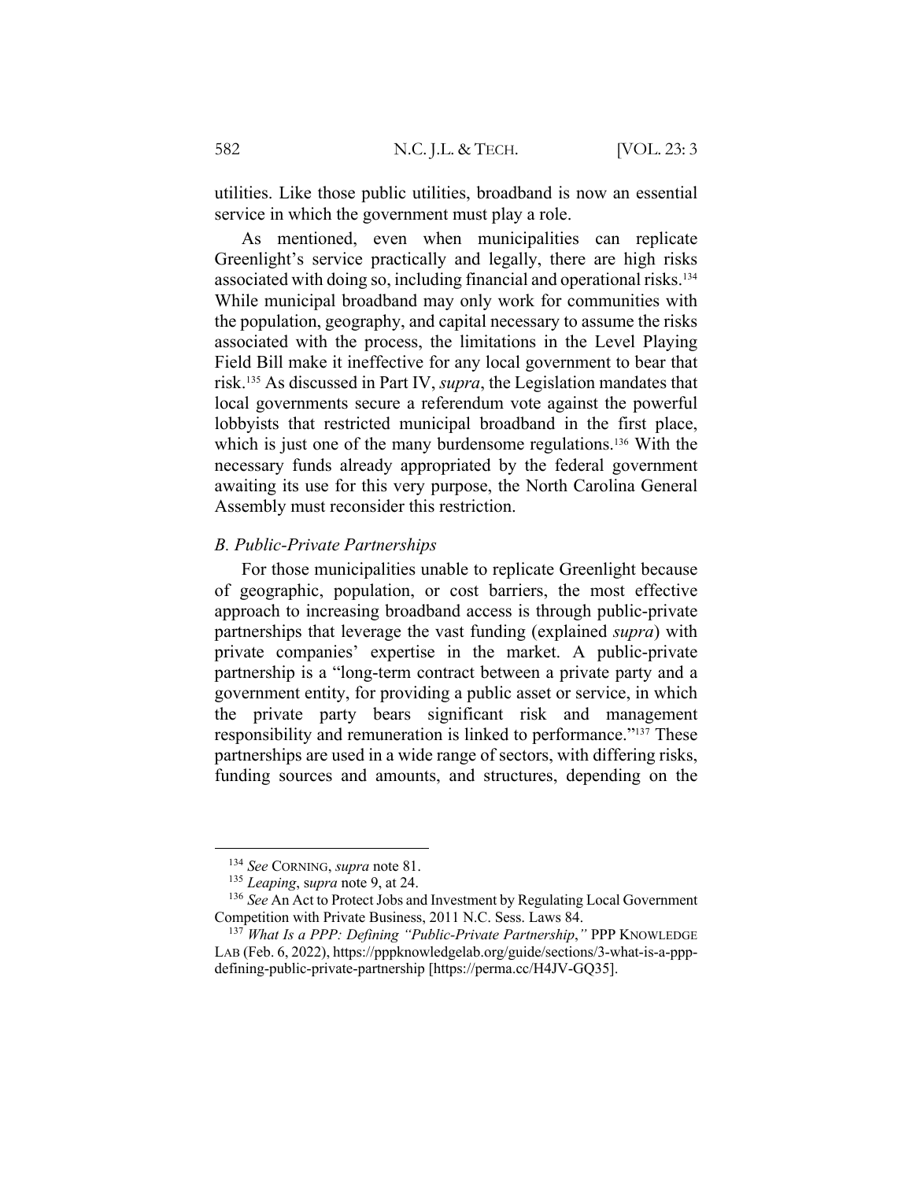utilities. Like those public utilities, broadband is now an essential service in which the government must play a role.

As mentioned, even when municipalities can replicate Greenlight's service practically and legally, there are high risks associated with doing so, including financial and operational risks.[134] While municipal broadband may only work for communities with the population, geography, and capital necessary to assume the risks associated with the process, the limitations in the Level Playing Field Bill make it ineffective for any local government to bear that risk.[135] As discussed in Part IV, *supra*, the Legislation mandates that local governments secure a referendum vote against the powerful lobbyists that restricted municipal broadband in the first place, which is just one of the many burdensome regulations.[136] With the necessary funds already appropriated by the federal government awaiting its use for this very purpose, the North Carolina General Assembly must reconsider this restriction.

### *B. Public-Private Partnerships*

For those municipalities unable to replicate Greenlight because of geographic, population, or cost barriers, the most effective approach to increasing broadband access is through public-private partnerships that leverage the vast funding (explained *supra*) with private companies' expertise in the market. A public-private partnership is a "long-term contract between a private party and a government entity, for providing a public asset or service, in which the private party bears significant risk and management responsibility and remuneration is linked to performance."[137] These partnerships are used in a wide range of sectors, with differing risks, funding sources and amounts, and structures, depending on the

---

[134] *See* CORNING, *supra* note 81.

[135] *Leaping*, s*upra* note 9, at 24.

[136] *See* An Act to Protect Jobs and Investment by Regulating Local Government Competition with Private Business, 2011 N.C. Sess. Laws 84.

[137] *What Is a PPP: Defining "Public-Private Partnership*,*"* PPP KNOWLEDGE LAB (Feb. 6, 2022), https://pppknowledgelab.org/guide/sections/3-what-is-a-ppp-defining-public-private-partnership [https://perma.cc/H4JV-GQ35].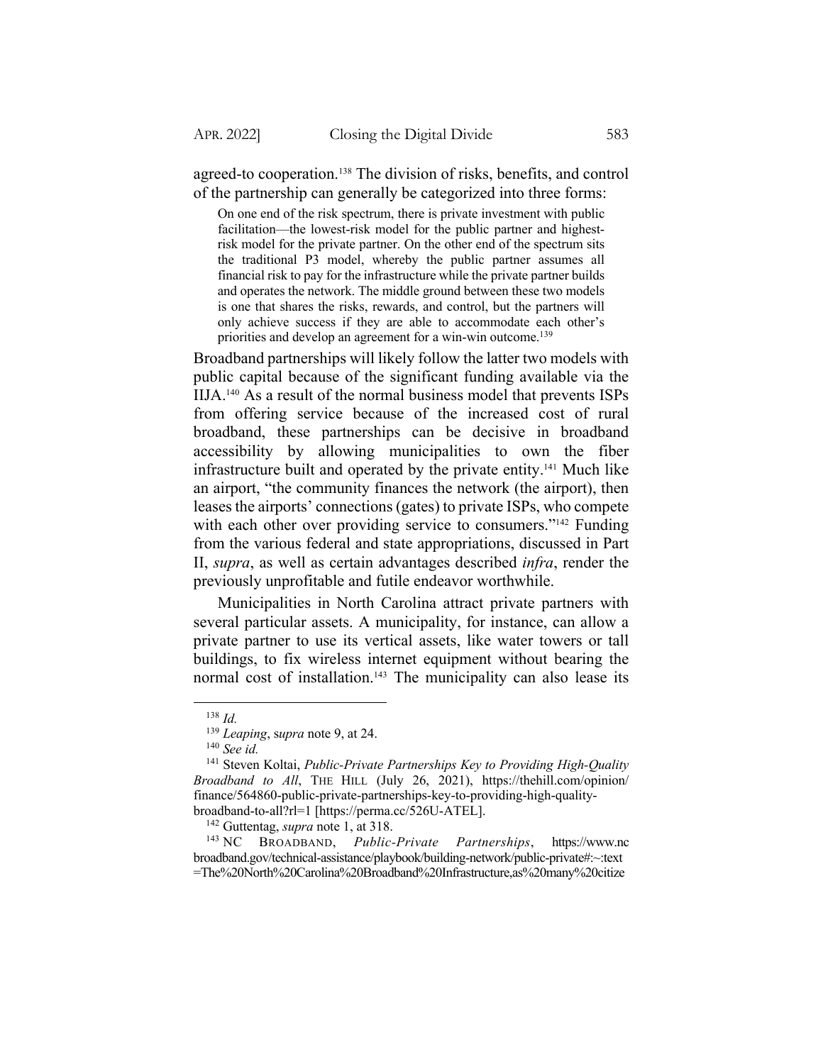agreed-to cooperation.[138] The division of risks, benefits, and control of the partnership can generally be categorized into three forms:

> On one end of the risk spectrum, there is private investment with public facilitation—the lowest-risk model for the public partner and highest-risk model for the private partner. On the other end of the spectrum sits the traditional P3 model, whereby the public partner assumes all financial risk to pay for the infrastructure while the private partner builds and operates the network. The middle ground between these two models is one that shares the risks, rewards, and control, but the partners will only achieve success if they are able to accommodate each other's priorities and develop an agreement for a win-win outcome.[139]

Broadband partnerships will likely follow the latter two models with public capital because of the significant funding available via the IIJA.[140] As a result of the normal business model that prevents ISPs from offering service because of the increased cost of rural broadband, these partnerships can be decisive in broadband accessibility by allowing municipalities to own the fiber infrastructure built and operated by the private entity.[141] Much like an airport, "the community finances the network (the airport), then leases the airports' connections (gates) to private ISPs, who compete with each other over providing service to consumers."[142] Funding from the various federal and state appropriations, discussed in Part II, *supra*, as well as certain advantages described *infra*, render the previously unprofitable and futile endeavor worthwhile.

Municipalities in North Carolina attract private partners with several particular assets. A municipality, for instance, can allow a private partner to use its vertical assets, like water towers or tall buildings, to fix wireless internet equipment without bearing the normal cost of installation.[143] The municipality can also lease its

---

[138] *Id.*

[139] *Leaping*, *supra* note 9, at 24.

[140] *See id.*

[141] Steven Koltai, *Public-Private Partnerships Key to Providing High-Quality Broadband to All*, THE HILL (July 26, 2021), https://thehill.com/opinion/finance/564860-public-private-partnerships-key-to-providing-high-quality-broadband-to-all?rl=1 [https://perma.cc/526U-ATEL].

[142] Guttentag, *supra* note 1, at 318.

[143] NC BROADBAND, *Public-Private Partnerships*, https://www.ncbroadband.gov/technical-assistance/playbook/building-network/public-private#:~:text=The%20North%20Carolina%20Broadband%20Infrastructure,as%20many%20citize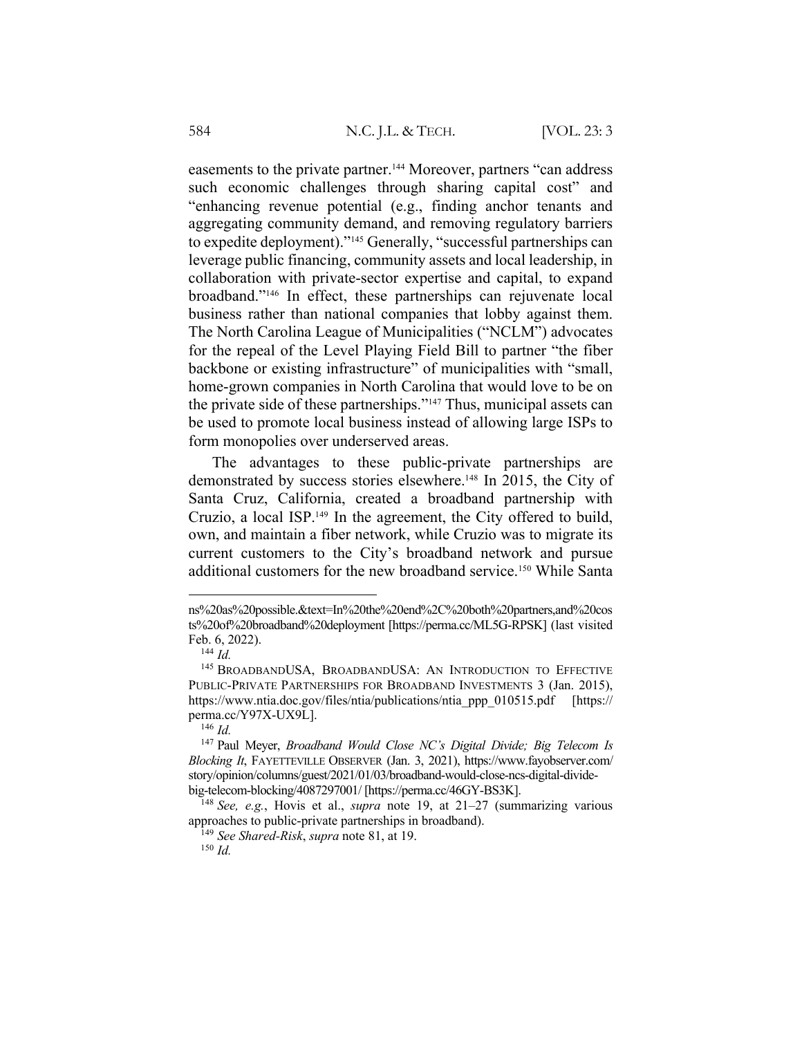easements to the private partner.[144] Moreover, partners "can address such economic challenges through sharing capital cost" and "enhancing revenue potential (e.g., finding anchor tenants and aggregating community demand, and removing regulatory barriers to expedite deployment)."[145] Generally, "successful partnerships can leverage public financing, community assets and local leadership, in collaboration with private-sector expertise and capital, to expand broadband."[146] In effect, these partnerships can rejuvenate local business rather than national companies that lobby against them. The North Carolina League of Municipalities ("NCLM") advocates for the repeal of the Level Playing Field Bill to partner "the fiber backbone or existing infrastructure" of municipalities with "small, home-grown companies in North Carolina that would love to be on the private side of these partnerships."[147] Thus, municipal assets can be used to promote local business instead of allowing large ISPs to form monopolies over underserved areas.

The advantages to these public-private partnerships are demonstrated by success stories elsewhere.[148] In 2015, the City of Santa Cruz, California, created a broadband partnership with Cruzio, a local ISP.[149] In the agreement, the City offered to build, own, and maintain a fiber network, while Cruzio was to migrate its current customers to the City's broadband network and pursue additional customers for the new broadband service.[150] While Santa

---

ns%20as%20possible.&text=In%20the%20end%2C%20both%20partners,and%20costs%20of%20broadband%20deployment [https://perma.cc/ML5G-RPSK] (last visited Feb. 6, 2022).

[144] *Id.*

[145] BROADBANDUSA, BROADBANDUSA: AN INTRODUCTION TO EFFECTIVE PUBLIC-PRIVATE PARTNERSHIPS FOR BROADBAND INVESTMENTS 3 (Jan. 2015), https://www.ntia.doc.gov/files/ntia/publications/ntia_ppp_010515.pdf [https://perma.cc/Y97X-UX9L].

[146] *Id.*

[147] Paul Meyer, *Broadband Would Close NC's Digital Divide; Big Telecom Is Blocking It*, FAYETTEVILLE OBSERVER (Jan. 3, 2021), https://www.fayobserver.com/story/opinion/columns/guest/2021/01/03/broadband-would-close-ncs-digital-divide-big-telecom-blocking/4087297001/ [https://perma.cc/46GY-BS3K].

[148] *See, e.g.*, Hovis et al., *supra* note 19, at 21–27 (summarizing various approaches to public-private partnerships in broadband).

[149] *See Shared-Risk*, *supra* note 81, at 19.

[150] *Id.*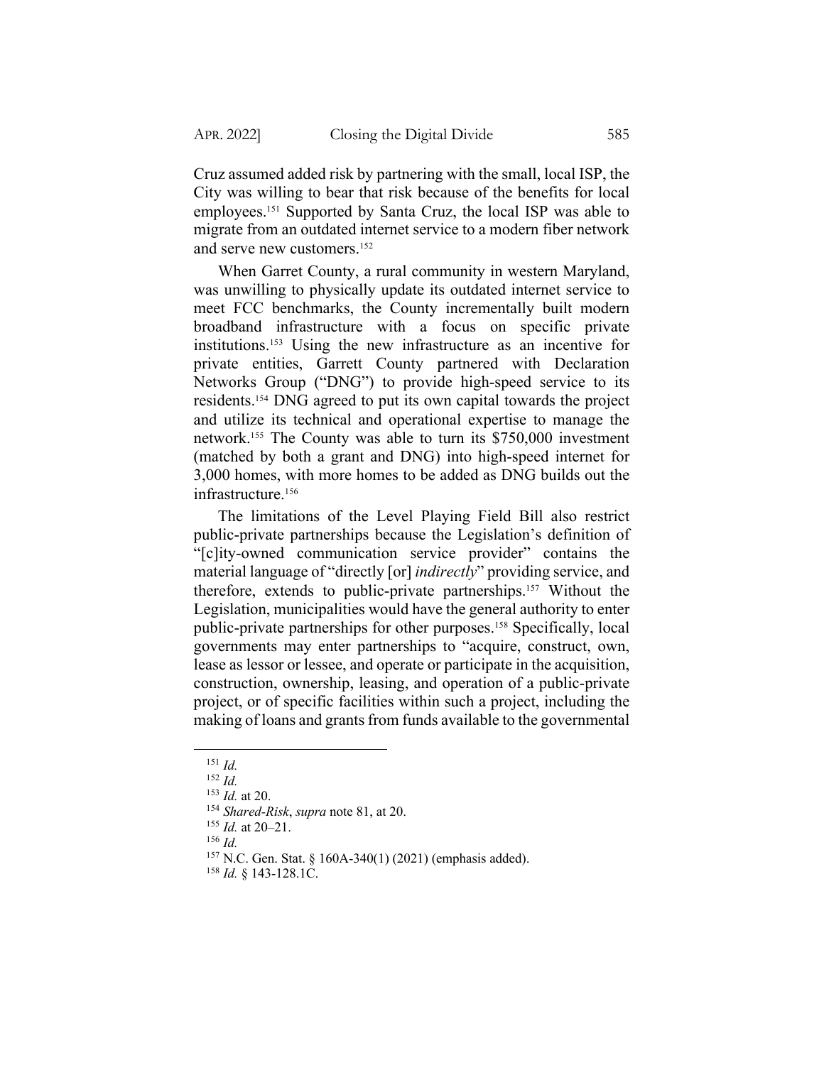Cruz assumed added risk by partnering with the small, local ISP, the City was willing to bear that risk because of the benefits for local employees.[151] Supported by Santa Cruz, the local ISP was able to migrate from an outdated internet service to a modern fiber network and serve new customers.[152]

When Garret County, a rural community in western Maryland, was unwilling to physically update its outdated internet service to meet FCC benchmarks, the County incrementally built modern broadband infrastructure with a focus on specific private institutions.[153] Using the new infrastructure as an incentive for private entities, Garrett County partnered with Declaration Networks Group ("DNG") to provide high-speed service to its residents.[154] DNG agreed to put its own capital towards the project and utilize its technical and operational expertise to manage the network.[155] The County was able to turn its $750,000 investment (matched by both a grant and DNG) into high-speed internet for 3,000 homes, with more homes to be added as DNG builds out the infrastructure.[156]

The limitations of the Level Playing Field Bill also restrict public-private partnerships because the Legislation's definition of "[c]ity-owned communication service provider" contains the material language of "directly [or] *indirectly*" providing service, and therefore, extends to public-private partnerships.[157] Without the Legislation, municipalities would have the general authority to enter public-private partnerships for other purposes.[158] Specifically, local governments may enter partnerships to "acquire, construct, own, lease as lessor or lessee, and operate or participate in the acquisition, construction, ownership, leasing, and operation of a public-private project, or of specific facilities within such a project, including the making of loans and grants from funds available to the governmental

---

[151] *Id.*

[152] *Id.*

[153] *Id.* at 20.

[154] *Shared-Risk*, *supra* note 81, at 20.

[155] *Id.* at 20–21.

[156] *Id.*

[157] N.C. Gen. Stat. § 160A-340(1) (2021) (emphasis added).

[158] *Id.* § 143-128.1C.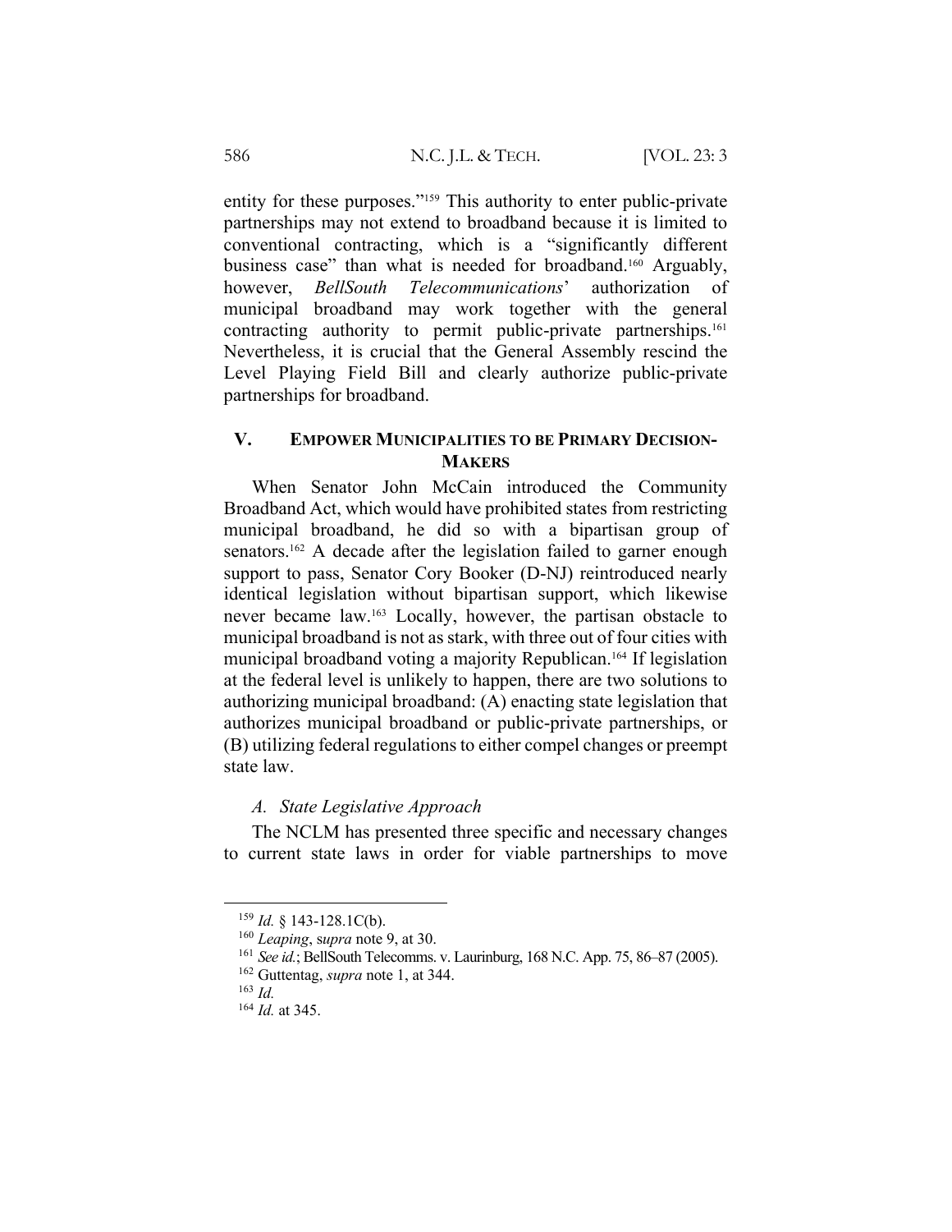entity for these purposes."[159] This authority to enter public-private partnerships may not extend to broadband because it is limited to conventional contracting, which is a "significantly different business case" than what is needed for broadband.[160] Arguably, however, *BellSouth Telecommunications*' authorization of municipal broadband may work together with the general contracting authority to permit public-private partnerships.[161] Nevertheless, it is crucial that the General Assembly rescind the Level Playing Field Bill and clearly authorize public-private partnerships for broadband.

## V. EMPOWER MUNICIPALITIES TO BE PRIMARY DECISION-MAKERS

When Senator John McCain introduced the Community Broadband Act, which would have prohibited states from restricting municipal broadband, he did so with a bipartisan group of senators.[162] A decade after the legislation failed to garner enough support to pass, Senator Cory Booker (D-NJ) reintroduced nearly identical legislation without bipartisan support, which likewise never became law.[163] Locally, however, the partisan obstacle to municipal broadband is not as stark, with three out of four cities with municipal broadband voting a majority Republican.[164] If legislation at the federal level is unlikely to happen, there are two solutions to authorizing municipal broadband: (A) enacting state legislation that authorizes municipal broadband or public-private partnerships, or (B) utilizing federal regulations to either compel changes or preempt state law.

### *A. State Legislative Approach*

The NCLM has presented three specific and necessary changes to current state laws in order for viable partnerships to move

---

[159] *Id.* § 143-128.1C(b).

[160] *Leaping*, s*upra* note 9, at 30.

[161] *See id.*; BellSouth Telecomms. v. Laurinburg, 168 N.C. App. 75, 86–87 (2005).

[162] Guttentag, *supra* note 1, at 344.

[163] *Id.*

[164] *Id.* at 345.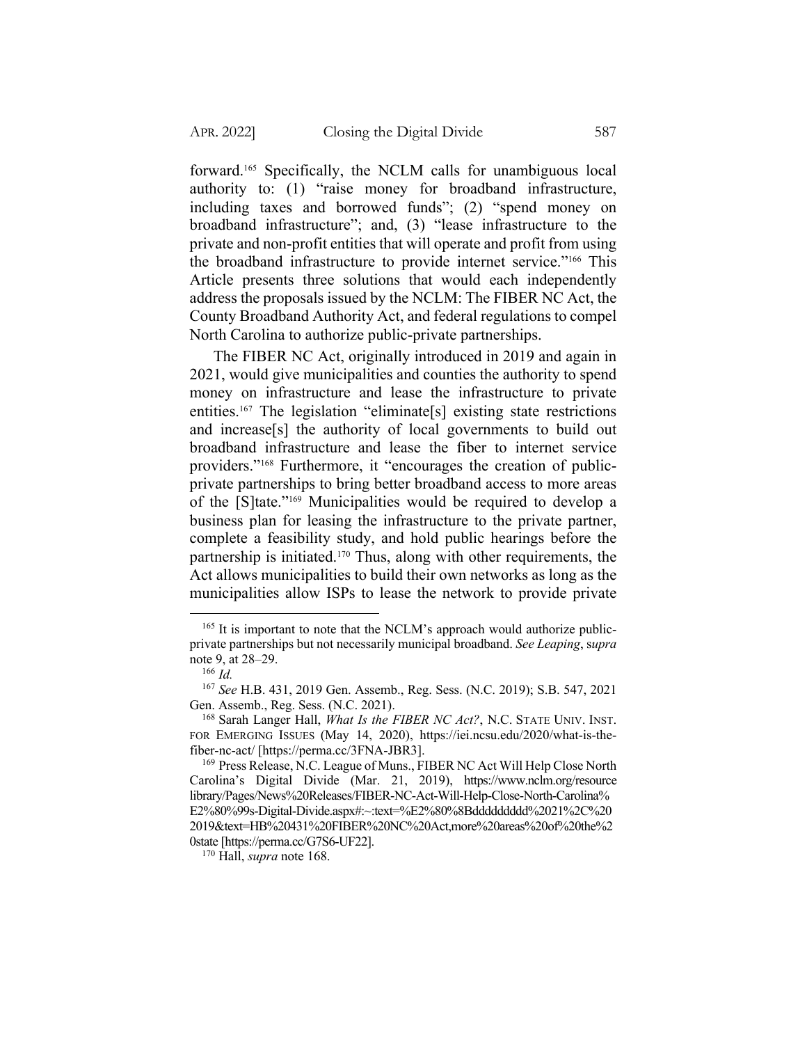forward.[165] Specifically, the NCLM calls for unambiguous local authority to: (1) "raise money for broadband infrastructure, including taxes and borrowed funds"; (2) "spend money on broadband infrastructure"; and, (3) "lease infrastructure to the private and non-profit entities that will operate and profit from using the broadband infrastructure to provide internet service."[166] This Article presents three solutions that would each independently address the proposals issued by the NCLM: The FIBER NC Act, the County Broadband Authority Act, and federal regulations to compel North Carolina to authorize public-private partnerships.

The FIBER NC Act, originally introduced in 2019 and again in 2021, would give municipalities and counties the authority to spend money on infrastructure and lease the infrastructure to private entities.[167] The legislation "eliminate[s] existing state restrictions and increase[s] the authority of local governments to build out broadband infrastructure and lease the fiber to internet service providers."[168] Furthermore, it "encourages the creation of public-private partnerships to bring better broadband access to more areas of the [S]tate."[169] Municipalities would be required to develop a business plan for leasing the infrastructure to the private partner, complete a feasibility study, and hold public hearings before the partnership is initiated.[170] Thus, along with other requirements, the Act allows municipalities to build their own networks as long as the municipalities allow ISPs to lease the network to provide private

---

[165] It is important to note that the NCLM's approach would authorize public-private partnerships but not necessarily municipal broadband. *See Leaping*, s*upra* note 9, at 28–29.

[166] *Id.*

[167] *See* H.B. 431, 2019 Gen. Assemb., Reg. Sess. (N.C. 2019); S.B. 547, 2021 Gen. Assemb., Reg. Sess. (N.C. 2021).

[168] Sarah Langer Hall, *What Is the FIBER NC Act?*, N.C. STATE UNIV. INST. FOR EMERGING ISSUES (May 14, 2020), https://iei.ncsu.edu/2020/what-is-the-fiber-nc-act/ [https://perma.cc/3FNA-JBR3].

[169] Press Release, N.C. League of Muns., FIBER NC Act Will Help Close North Carolina's Digital Divide (Mar. 21, 2019), https://www.nclm.org/resourcelibrary/Pages/News%20Releases/FIBER-NC-Act-Will-Help-Close-North-Carolina%E2%80%99s-Digital-Divide.aspx#:~:text=%E2%80%8Bddddddddd%2021%2C%202019&text=HB%20431%20FIBER%20NC%20Act,more%20areas%20of%20the%20state [https://perma.cc/G7S6-UF22].

[170] Hall, *supra* note 168.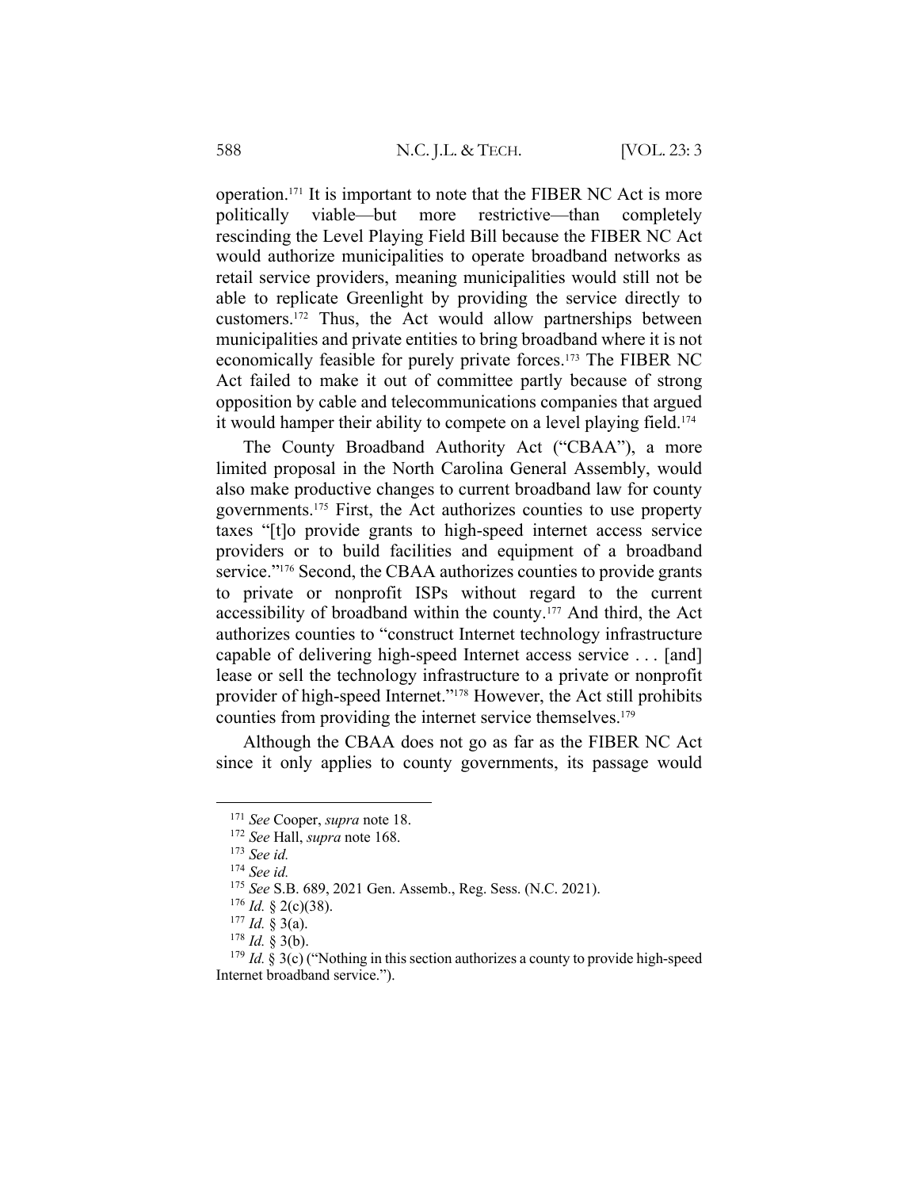operation.[171] It is important to note that the FIBER NC Act is more politically viable—but more restrictive—than completely rescinding the Level Playing Field Bill because the FIBER NC Act would authorize municipalities to operate broadband networks as retail service providers, meaning municipalities would still not be able to replicate Greenlight by providing the service directly to customers.[172] Thus, the Act would allow partnerships between municipalities and private entities to bring broadband where it is not economically feasible for purely private forces.[173] The FIBER NC Act failed to make it out of committee partly because of strong opposition by cable and telecommunications companies that argued it would hamper their ability to compete on a level playing field.[174]

The County Broadband Authority Act ("CBAA"), a more limited proposal in the North Carolina General Assembly, would also make productive changes to current broadband law for county governments.[175] First, the Act authorizes counties to use property taxes "[t]o provide grants to high-speed internet access service providers or to build facilities and equipment of a broadband service."[176] Second, the CBAA authorizes counties to provide grants to private or nonprofit ISPs without regard to the current accessibility of broadband within the county.[177] And third, the Act authorizes counties to "construct Internet technology infrastructure capable of delivering high-speed Internet access service . . . [and] lease or sell the technology infrastructure to a private or nonprofit provider of high-speed Internet."[178] However, the Act still prohibits counties from providing the internet service themselves.[179]

Although the CBAA does not go as far as the FIBER NC Act since it only applies to county governments, its passage would

---

[171] *See* Cooper, *supra* note 18.

[172] *See* Hall, *supra* note 168.

[173] *See id.*

[174] *See id.*

[175] *See* S.B. 689, 2021 Gen. Assemb., Reg. Sess. (N.C. 2021).

[176] *Id.* § 2(c)(38).

[177] *Id.* § 3(a).

[178] *Id.* § 3(b).

[179] *Id.* § 3(c) ("Nothing in this section authorizes a county to provide high-speed Internet broadband service.").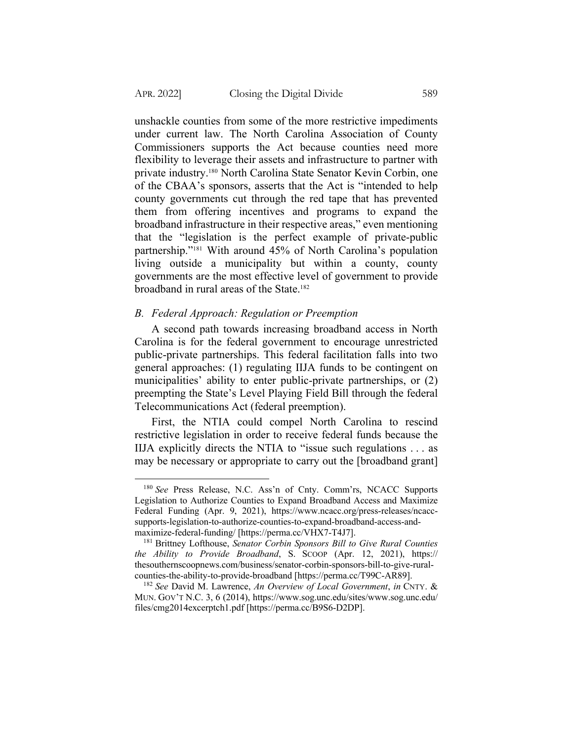unshackle counties from some of the more restrictive impediments under current law. The North Carolina Association of County Commissioners supports the Act because counties need more flexibility to leverage their assets and infrastructure to partner with private industry.[180] North Carolina State Senator Kevin Corbin, one of the CBAA's sponsors, asserts that the Act is "intended to help county governments cut through the red tape that has prevented them from offering incentives and programs to expand the broadband infrastructure in their respective areas," even mentioning that the "legislation is the perfect example of private-public partnership."[181] With around 45% of North Carolina's population living outside a municipality but within a county, county governments are the most effective level of government to provide broadband in rural areas of the State.[182]

### *B. Federal Approach: Regulation or Preemption*

A second path towards increasing broadband access in North Carolina is for the federal government to encourage unrestricted public-private partnerships. This federal facilitation falls into two general approaches: (1) regulating IIJA funds to be contingent on municipalities' ability to enter public-private partnerships, or (2) preempting the State's Level Playing Field Bill through the federal Telecommunications Act (federal preemption).

First, the NTIA could compel North Carolina to rescind restrictive legislation in order to receive federal funds because the IIJA explicitly directs the NTIA to "issue such regulations . . . as may be necessary or appropriate to carry out the [broadband grant]

---

[180] *See* Press Release, N.C. Ass'n of Cnty. Comm'rs, NCACC Supports Legislation to Authorize Counties to Expand Broadband Access and Maximize Federal Funding (Apr. 9, 2021), https://www.ncacc.org/press-releases/ncacc-supports-legislation-to-authorize-counties-to-expand-broadband-access-and-maximize-federal-funding/ [https://perma.cc/VHX7-T4J7].

[181] Brittney Lofthouse, *Senator Corbin Sponsors Bill to Give Rural Counties the Ability to Provide Broadband*, S. SCOOP (Apr. 12, 2021), https://thesouthernscoopnews.com/business/senator-corbin-sponsors-bill-to-give-rural-counties-the-ability-to-provide-broadband [https://perma.cc/T99C-AR89].

[182] *See* David M. Lawrence, *An Overview of Local Government*, *in* CNTY. & MUN. GOV'T N.C. 3, 6 (2014), https://www.sog.unc.edu/sites/www.sog.unc.edu/files/cmg2014excerptch1.pdf [https://perma.cc/B9S6-D2DP].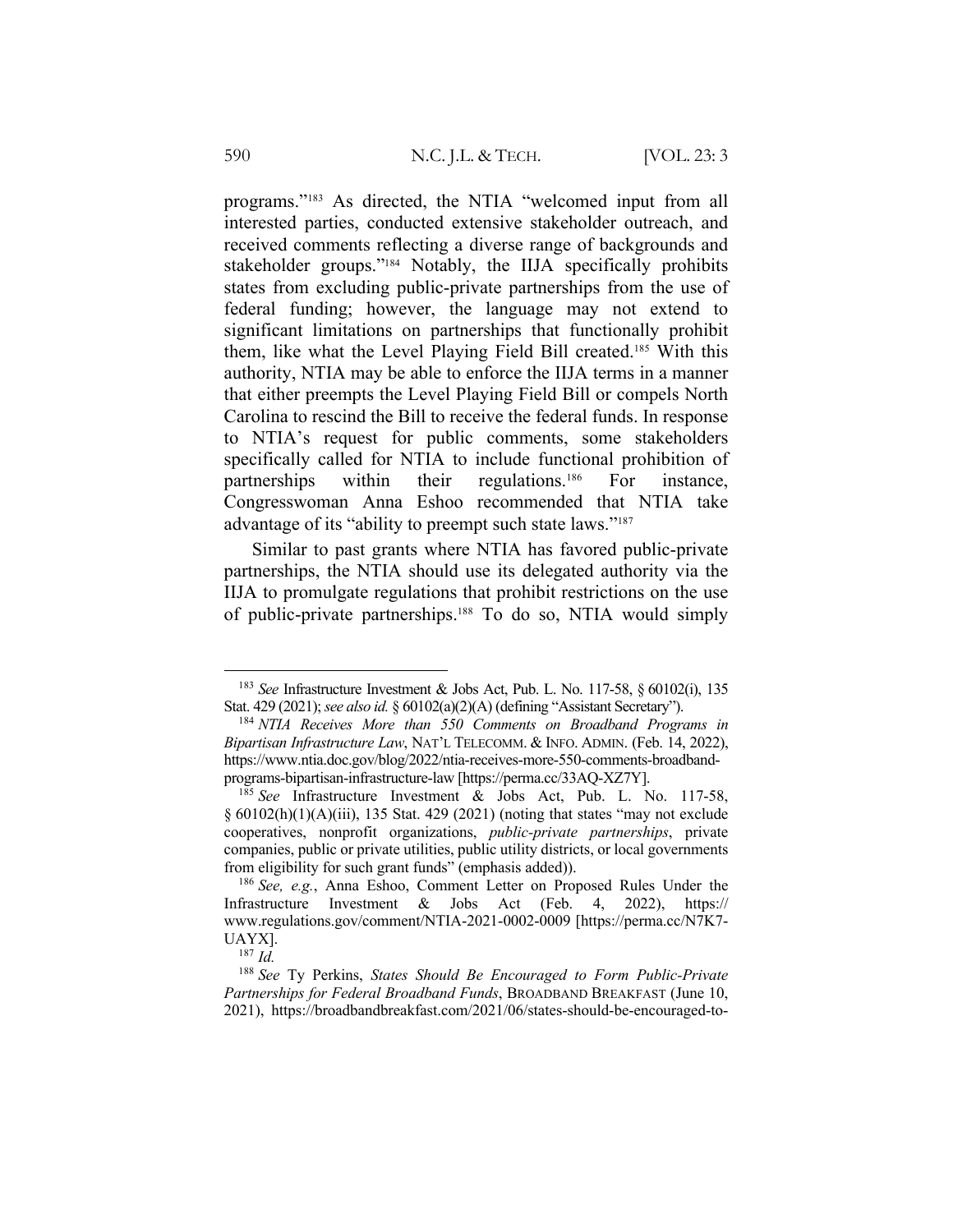programs."[183] As directed, the NTIA "welcomed input from all interested parties, conducted extensive stakeholder outreach, and received comments reflecting a diverse range of backgrounds and stakeholder groups."[184] Notably, the IIJA specifically prohibits states from excluding public-private partnerships from the use of federal funding; however, the language may not extend to significant limitations on partnerships that functionally prohibit them, like what the Level Playing Field Bill created.[185] With this authority, NTIA may be able to enforce the IIJA terms in a manner that either preempts the Level Playing Field Bill or compels North Carolina to rescind the Bill to receive the federal funds. In response to NTIA's request for public comments, some stakeholders specifically called for NTIA to include functional prohibition of partnerships within their regulations.[186] For instance, Congresswoman Anna Eshoo recommended that NTIA take advantage of its "ability to preempt such state laws."[187]

Similar to past grants where NTIA has favored public-private partnerships, the NTIA should use its delegated authority via the IIJA to promulgate regulations that prohibit restrictions on the use of public-private partnerships.[188] To do so, NTIA would simply

---

[183] *See* Infrastructure Investment & Jobs Act, Pub. L. No. 117-58, § 60102(i), 135 Stat. 429 (2021); *see also id.* § 60102(a)(2)(A) (defining "Assistant Secretary").

[184] *NTIA Receives More than 550 Comments on Broadband Programs in Bipartisan Infrastructure Law*, NAT'L TELECOMM. & INFO. ADMIN. (Feb. 14, 2022), https://www.ntia.doc.gov/blog/2022/ntia-receives-more-550-comments-broadband-programs-bipartisan-infrastructure-law [https://perma.cc/33AQ-XZ7Y].

[185] *See* Infrastructure Investment & Jobs Act, Pub. L. No. 117-58, § 60102(h)(1)(A)(iii), 135 Stat. 429 (2021) (noting that states "may not exclude cooperatives, nonprofit organizations, *public-private partnerships*, private companies, public or private utilities, public utility districts, or local governments from eligibility for such grant funds" (emphasis added)).

[186] *See, e.g.*, Anna Eshoo, Comment Letter on Proposed Rules Under the Infrastructure Investment & Jobs Act (Feb. 4, 2022), https://www.regulations.gov/comment/NTIA-2021-0002-0009 [https://perma.cc/N7K7-UAYX].

[187] *Id.*

[188] *See* Ty Perkins, *States Should Be Encouraged to Form Public-Private Partnerships for Federal Broadband Funds*, BROADBAND BREAKFAST (June 10, 2021), https://broadbandbreakfast.com/2021/06/states-should-be-encouraged-to-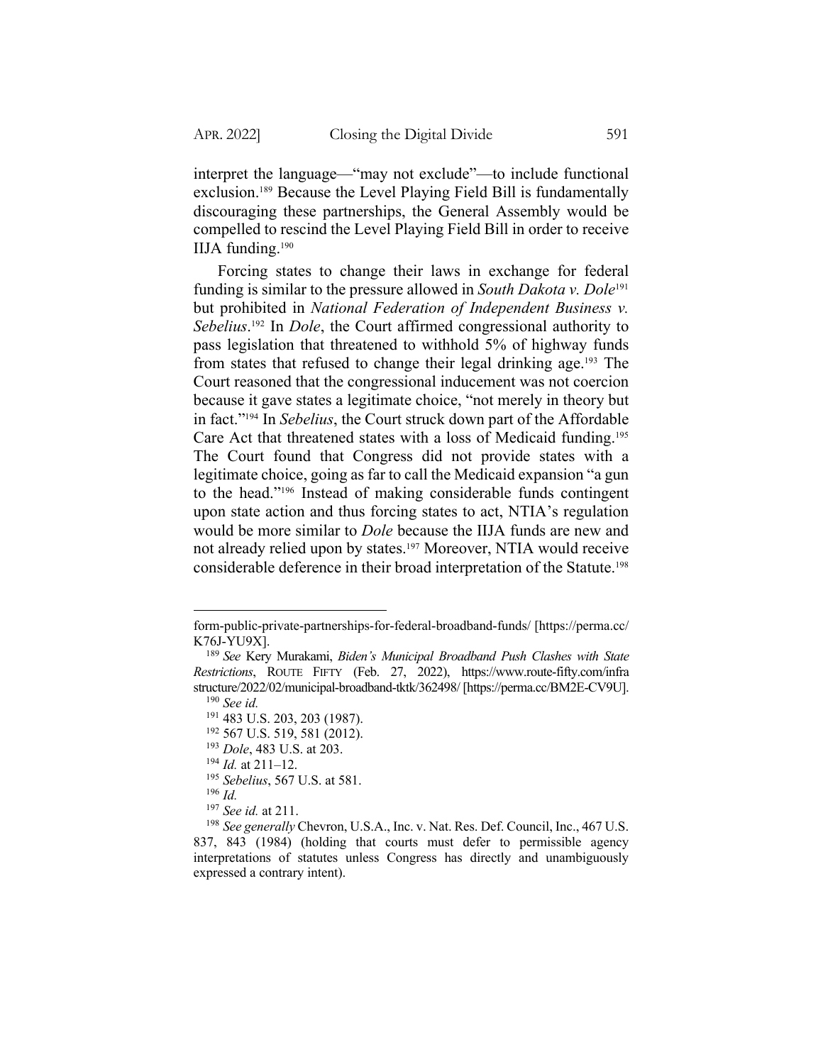interpret the language—"may not exclude"—to include functional exclusion.[189] Because the Level Playing Field Bill is fundamentally discouraging these partnerships, the General Assembly would be compelled to rescind the Level Playing Field Bill in order to receive IIJA funding.[190]

Forcing states to change their laws in exchange for federal funding is similar to the pressure allowed in *South Dakota v. Dole*[191] but prohibited in *National Federation of Independent Business v. Sebelius*.[192] In *Dole*, the Court affirmed congressional authority to pass legislation that threatened to withhold 5% of highway funds from states that refused to change their legal drinking age.[193] The Court reasoned that the congressional inducement was not coercion because it gave states a legitimate choice, "not merely in theory but in fact."[194] In *Sebelius*, the Court struck down part of the Affordable Care Act that threatened states with a loss of Medicaid funding.[195] The Court found that Congress did not provide states with a legitimate choice, going as far to call the Medicaid expansion "a gun to the head."[196] Instead of making considerable funds contingent upon state action and thus forcing states to act, NTIA's regulation would be more similar to *Dole* because the IIJA funds are new and not already relied upon by states.[197] Moreover, NTIA would receive considerable deference in their broad interpretation of the Statute.[198]

---

form-public-private-partnerships-for-federal-broadband-funds/ [https://perma.cc/K76J-YU9X].

[189] *See* Kery Murakami, *Biden's Municipal Broadband Push Clashes with State Restrictions*, ROUTE FIFTY (Feb. 27, 2022), https://www.route-fifty.com/infrastructure/2022/02/municipal-broadband-tktk/362498/ [https://perma.cc/BM2E-CV9U].

[190] *See id.*

[191] 483 U.S. 203, 203 (1987).

[192] 567 U.S. 519, 581 (2012).

[193] *Dole*, 483 U.S. at 203.

[194] *Id.* at 211–12.

[195] *Sebelius*, 567 U.S. at 581.

[196] *Id.*

[197] *See id.* at 211.

[198] *See generally* Chevron, U.S.A., Inc. v. Nat. Res. Def. Council, Inc., 467 U.S. 837, 843 (1984) (holding that courts must defer to permissible agency interpretations of statutes unless Congress has directly and unambiguously expressed a contrary intent).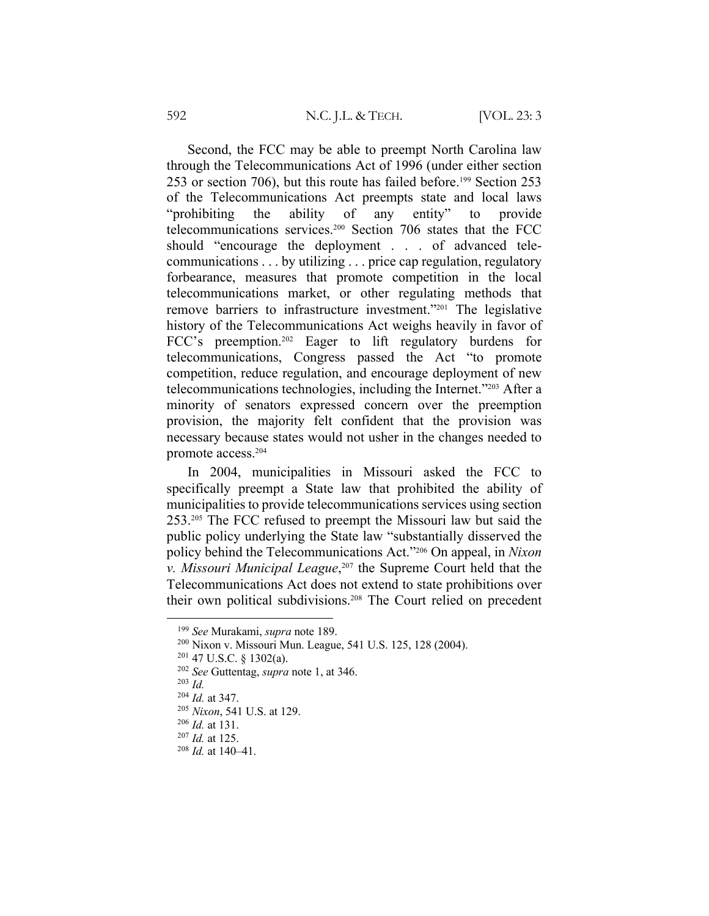Second, the FCC may be able to preempt North Carolina law through the Telecommunications Act of 1996 (under either section 253 or section 706), but this route has failed before.[199] Section 253 of the Telecommunications Act preempts state and local laws "prohibiting the ability of any entity" to provide telecommunications services.[200] Section 706 states that the FCC should "encourage the deployment . . . of advanced telecommunications . . . by utilizing . . . price cap regulation, regulatory forbearance, measures that promote competition in the local telecommunications market, or other regulating methods that remove barriers to infrastructure investment."[201] The legislative history of the Telecommunications Act weighs heavily in favor of FCC's preemption.[202] Eager to lift regulatory burdens for telecommunications, Congress passed the Act "to promote competition, reduce regulation, and encourage deployment of new telecommunications technologies, including the Internet."[203] After a minority of senators expressed concern over the preemption provision, the majority felt confident that the provision was necessary because states would not usher in the changes needed to promote access.[204]

In 2004, municipalities in Missouri asked the FCC to specifically preempt a State law that prohibited the ability of municipalities to provide telecommunications services using section 253.[205] The FCC refused to preempt the Missouri law but said the public policy underlying the State law "substantially disserved the policy behind the Telecommunications Act."[206] On appeal, in *Nixon v. Missouri Municipal League*,[207] the Supreme Court held that the Telecommunications Act does not extend to state prohibitions over their own political subdivisions.[208] The Court relied on precedent

---

[199] *See* Murakami, *supra* note 189.

[200] Nixon v. Missouri Mun. League, 541 U.S. 125, 128 (2004).

[201] 47 U.S.C. § 1302(a).

[202] *See* Guttentag, *supra* note 1, at 346.

[203] *Id.*

[204] *Id.* at 347.

[205] *Nixon*, 541 U.S. at 129.

[206] *Id.* at 131.

[207] *Id.* at 125.

[208] *Id.* at 140–41.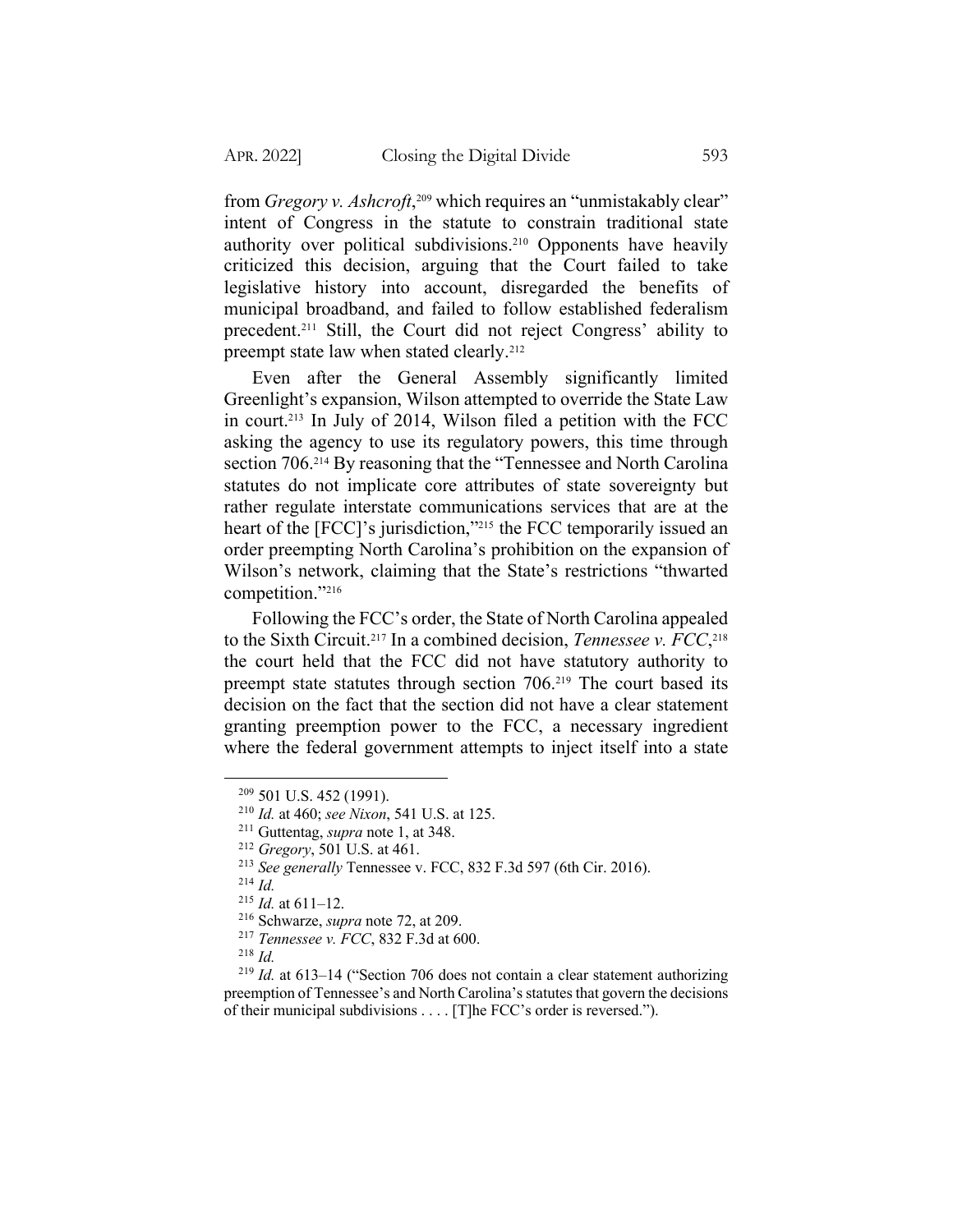from *Gregory v. Ashcroft*,[209] which requires an "unmistakably clear" intent of Congress in the statute to constrain traditional state authority over political subdivisions.[210] Opponents have heavily criticized this decision, arguing that the Court failed to take legislative history into account, disregarded the benefits of municipal broadband, and failed to follow established federalism precedent.[211] Still, the Court did not reject Congress' ability to preempt state law when stated clearly.[212]

Even after the General Assembly significantly limited Greenlight's expansion, Wilson attempted to override the State Law in court.[213] In July of 2014, Wilson filed a petition with the FCC asking the agency to use its regulatory powers, this time through section 706.[214] By reasoning that the "Tennessee and North Carolina statutes do not implicate core attributes of state sovereignty but rather regulate interstate communications services that are at the heart of the [FCC]'s jurisdiction,"[215] the FCC temporarily issued an order preempting North Carolina's prohibition on the expansion of Wilson's network, claiming that the State's restrictions "thwarted competition."[216]

Following the FCC's order, the State of North Carolina appealed to the Sixth Circuit.[217] In a combined decision, *Tennessee v. FCC*,[218] the court held that the FCC did not have statutory authority to preempt state statutes through section 706.[219] The court based its decision on the fact that the section did not have a clear statement granting preemption power to the FCC, a necessary ingredient where the federal government attempts to inject itself into a state

---

[209] 501 U.S. 452 (1991).

[210] *Id.* at 460; *see Nixon*, 541 U.S. at 125.

[211] Guttentag, *supra* note 1, at 348.

[212] *Gregory*, 501 U.S. at 461.

[213] *See generally* Tennessee v. FCC, 832 F.3d 597 (6th Cir. 2016).

[214] *Id.*

[215] *Id.* at 611–12.

[216] Schwarze, *supra* note 72, at 209.

[217] *Tennessee v. FCC*, 832 F.3d at 600.

[218] *Id.*

[219] *Id.* at 613–14 ("Section 706 does not contain a clear statement authorizing preemption of Tennessee's and North Carolina's statutes that govern the decisions of their municipal subdivisions . . . . [T]he FCC's order is reversed.").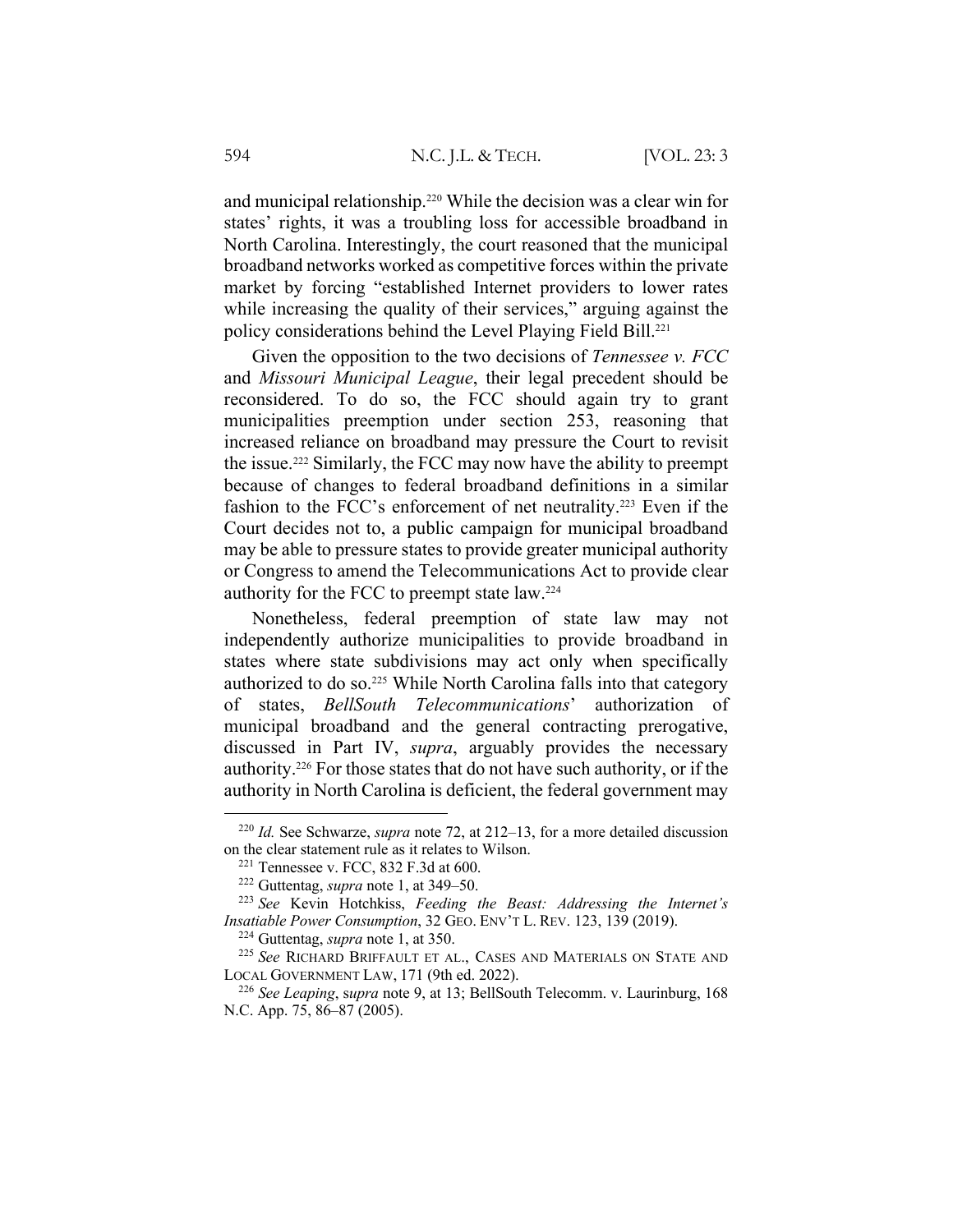and municipal relationship.[220] While the decision was a clear win for states' rights, it was a troubling loss for accessible broadband in North Carolina. Interestingly, the court reasoned that the municipal broadband networks worked as competitive forces within the private market by forcing "established Internet providers to lower rates while increasing the quality of their services," arguing against the policy considerations behind the Level Playing Field Bill.[221]

Given the opposition to the two decisions of *Tennessee v. FCC* and *Missouri Municipal League*, their legal precedent should be reconsidered. To do so, the FCC should again try to grant municipalities preemption under section 253, reasoning that increased reliance on broadband may pressure the Court to revisit the issue.[222] Similarly, the FCC may now have the ability to preempt because of changes to federal broadband definitions in a similar fashion to the FCC's enforcement of net neutrality.[223] Even if the Court decides not to, a public campaign for municipal broadband may be able to pressure states to provide greater municipal authority or Congress to amend the Telecommunications Act to provide clear authority for the FCC to preempt state law.[224]

Nonetheless, federal preemption of state law may not independently authorize municipalities to provide broadband in states where state subdivisions may act only when specifically authorized to do so.[225] While North Carolina falls into that category of states, *BellSouth Telecommunications*' authorization of municipal broadband and the general contracting prerogative, discussed in Part IV, *supra*, arguably provides the necessary authority.[226] For those states that do not have such authority, or if the authority in North Carolina is deficient, the federal government may

---

[220] *Id.* See Schwarze, *supra* note 72, at 212–13, for a more detailed discussion on the clear statement rule as it relates to Wilson.

[221] Tennessee v. FCC, 832 F.3d at 600.

[222] Guttentag, *supra* note 1, at 349–50.

[223] *See* Kevin Hotchkiss, *Feeding the Beast: Addressing the Internet's Insatiable Power Consumption*, 32 GEO. ENV'T L. REV. 123, 139 (2019).

[224] Guttentag, *supra* note 1, at 350.

[225] *See* RICHARD BRIFFAULT ET AL., CASES AND MATERIALS ON STATE AND LOCAL GOVERNMENT LAW, 171 (9th ed. 2022).

[226] *See Leaping*, s*upra* note 9, at 13; BellSouth Telecomm. v. Laurinburg, 168 N.C. App. 75, 86–87 (2005).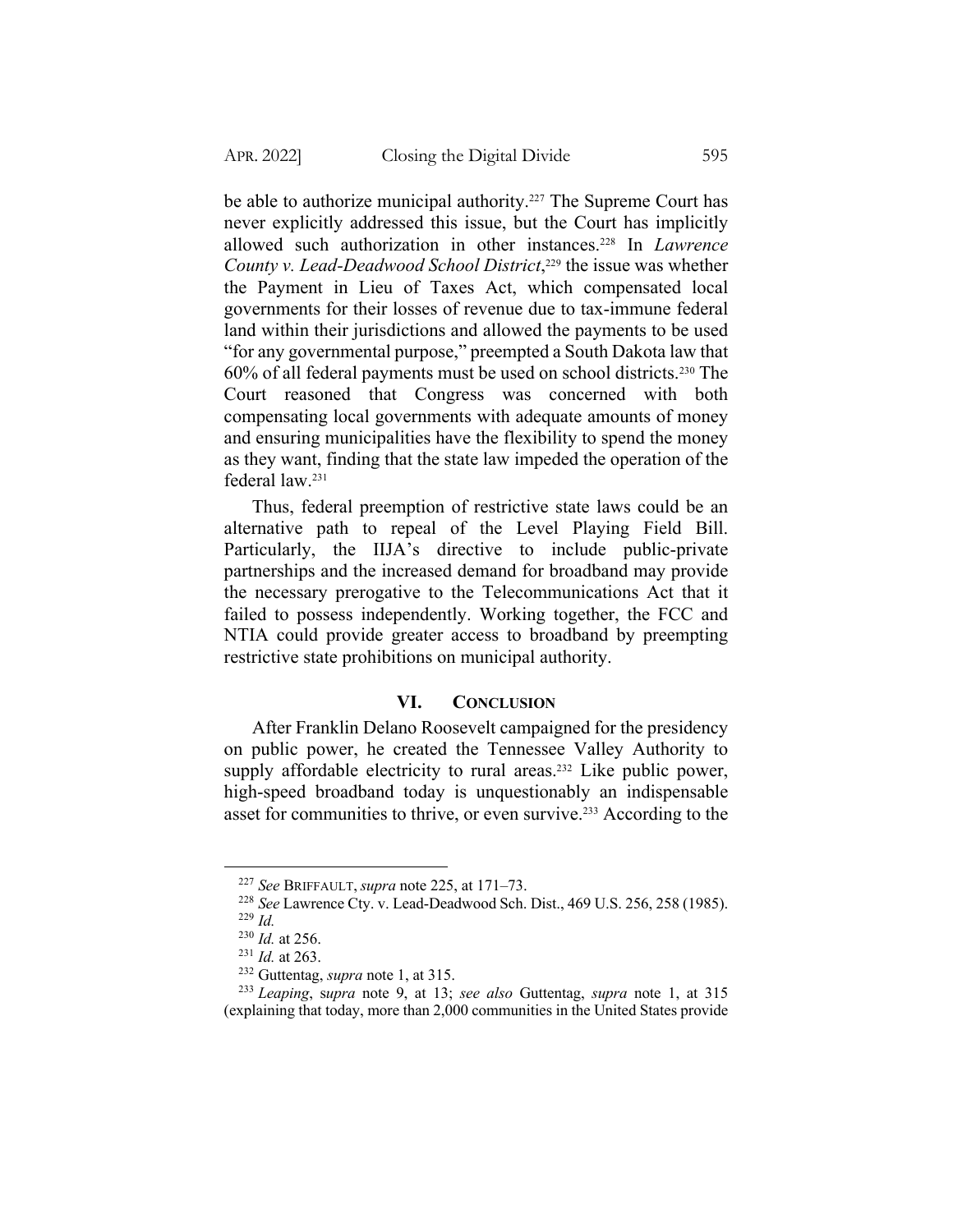be able to authorize municipal authority.[227] The Supreme Court has never explicitly addressed this issue, but the Court has implicitly allowed such authorization in other instances.[228] In *Lawrence County v. Lead-Deadwood School District*,[229] the issue was whether the Payment in Lieu of Taxes Act, which compensated local governments for their losses of revenue due to tax-immune federal land within their jurisdictions and allowed the payments to be used "for any governmental purpose," preempted a South Dakota law that 60% of all federal payments must be used on school districts.[230] The Court reasoned that Congress was concerned with both compensating local governments with adequate amounts of money and ensuring municipalities have the flexibility to spend the money as they want, finding that the state law impeded the operation of the federal law.[231]

Thus, federal preemption of restrictive state laws could be an alternative path to repeal of the Level Playing Field Bill. Particularly, the IIJA's directive to include public-private partnerships and the increased demand for broadband may provide the necessary prerogative to the Telecommunications Act that it failed to possess independently. Working together, the FCC and NTIA could provide greater access to broadband by preempting restrictive state prohibitions on municipal authority.

## VI. CONCLUSION

After Franklin Delano Roosevelt campaigned for the presidency on public power, he created the Tennessee Valley Authority to supply affordable electricity to rural areas.[232] Like public power, high-speed broadband today is unquestionably an indispensable asset for communities to thrive, or even survive.[233] According to the

---

[227] *See* BRIFFAULT, *supra* note 225, at 171–73.

[228] *See* Lawrence Cty. v. Lead-Deadwood Sch. Dist., 469 U.S. 256, 258 (1985).

[229] *Id.*

[230] *Id.* at 256.

[231] *Id.* at 263.

[232] Guttentag, *supra* note 1, at 315.

[233] *Leaping*, *supra* note 9, at 13; *see also* Guttentag, *supra* note 1, at 315 (explaining that today, more than 2,000 communities in the United States provide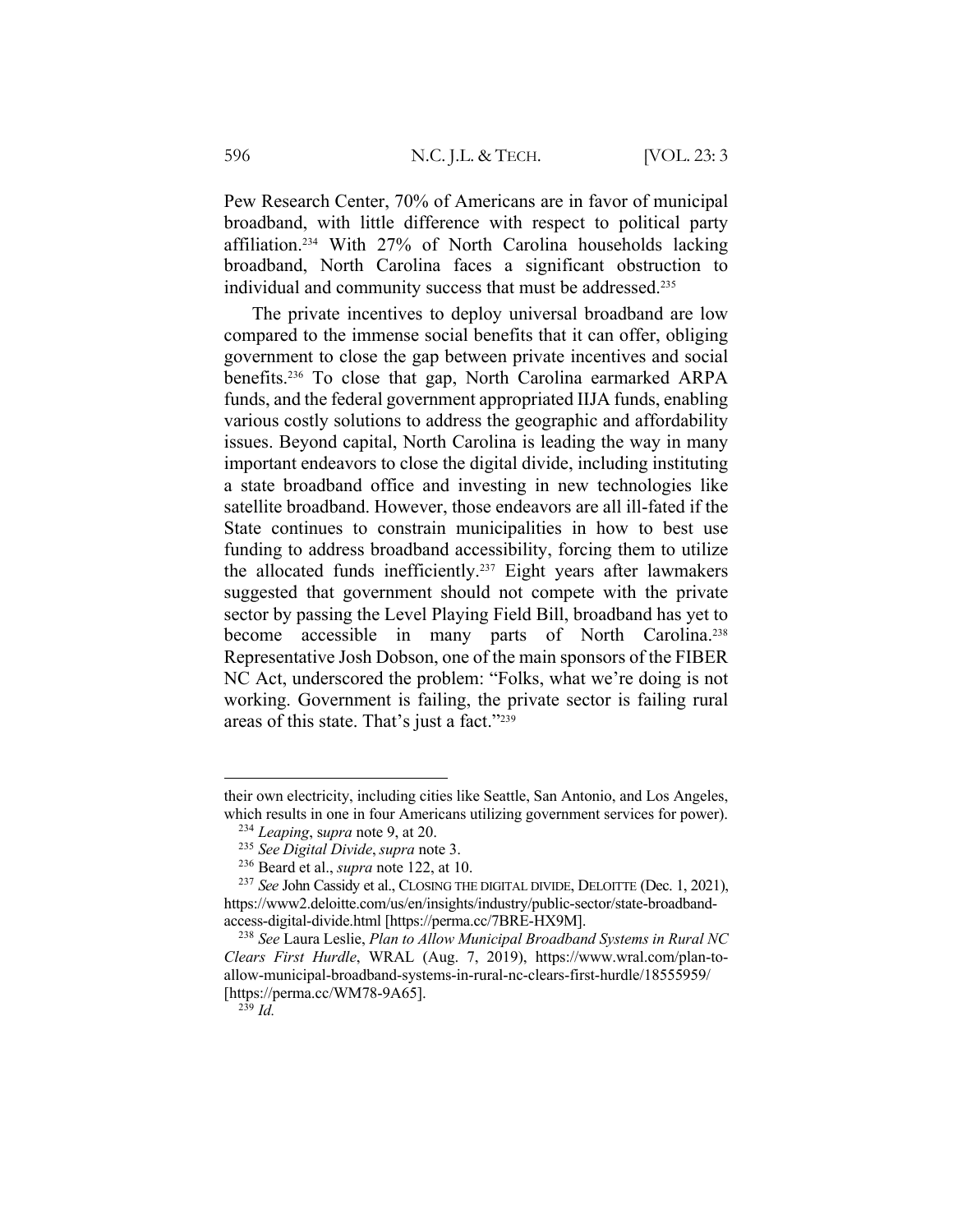Pew Research Center, 70% of Americans are in favor of municipal broadband, with little difference with respect to political party affiliation.[234] With 27% of North Carolina households lacking broadband, North Carolina faces a significant obstruction to individual and community success that must be addressed.[235]

The private incentives to deploy universal broadband are low compared to the immense social benefits that it can offer, obliging government to close the gap between private incentives and social benefits.[236] To close that gap, North Carolina earmarked ARPA funds, and the federal government appropriated IIJA funds, enabling various costly solutions to address the geographic and affordability issues. Beyond capital, North Carolina is leading the way in many important endeavors to close the digital divide, including instituting a state broadband office and investing in new technologies like satellite broadband. However, those endeavors are all ill-fated if the State continues to constrain municipalities in how to best use funding to address broadband accessibility, forcing them to utilize the allocated funds inefficiently.[237] Eight years after lawmakers suggested that government should not compete with the private sector by passing the Level Playing Field Bill, broadband has yet to become accessible in many parts of North Carolina.[238] Representative Josh Dobson, one of the main sponsors of the FIBER NC Act, underscored the problem: "Folks, what we're doing is not working. Government is failing, the private sector is failing rural areas of this state. That's just a fact."[239]

---

their own electricity, including cities like Seattle, San Antonio, and Los Angeles, which results in one in four Americans utilizing government services for power).

[234] *Leaping*, s*upra* note 9, at 20.

[235] *See Digital Divide*, *supra* note 3.

[236] Beard et al., *supra* note 122, at 10.

[237] *See* John Cassidy et al., CLOSING THE DIGITAL DIVIDE, DELOITTE (Dec. 1, 2021), https://www2.deloitte.com/us/en/insights/industry/public-sector/state-broadband-access-digital-divide.html [https://perma.cc/7BRE-HX9M].

[238] *See* Laura Leslie, *Plan to Allow Municipal Broadband Systems in Rural NC Clears First Hurdle*, WRAL (Aug. 7, 2019), https://www.wral.com/plan-to-allow-municipal-broadband-systems-in-rural-nc-clears-first-hurdle/18555959/ [https://perma.cc/WM78-9A65].

[239] *Id.*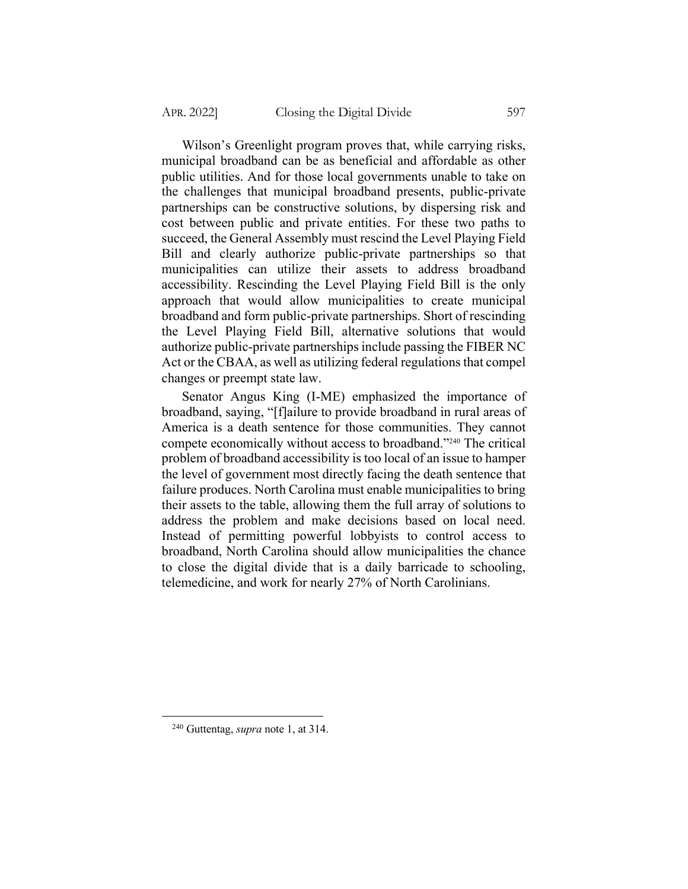Wilson's Greenlight program proves that, while carrying risks, municipal broadband can be as beneficial and affordable as other public utilities. And for those local governments unable to take on the challenges that municipal broadband presents, public-private partnerships can be constructive solutions, by dispersing risk and cost between public and private entities. For these two paths to succeed, the General Assembly must rescind the Level Playing Field Bill and clearly authorize public-private partnerships so that municipalities can utilize their assets to address broadband accessibility. Rescinding the Level Playing Field Bill is the only approach that would allow municipalities to create municipal broadband and form public-private partnerships. Short of rescinding the Level Playing Field Bill, alternative solutions that would authorize public-private partnerships include passing the FIBER NC Act or the CBAA, as well as utilizing federal regulations that compel changes or preempt state law.

Senator Angus King (I-ME) emphasized the importance of broadband, saying, "[f]ailure to provide broadband in rural areas of America is a death sentence for those communities. They cannot compete economically without access to broadband."[240] The critical problem of broadband accessibility is too local of an issue to hamper the level of government most directly facing the death sentence that failure produces. North Carolina must enable municipalities to bring their assets to the table, allowing them the full array of solutions to address the problem and make decisions based on local need. Instead of permitting powerful lobbyists to control access to broadband, North Carolina should allow municipalities the chance to close the digital divide that is a daily barricade to schooling, telemedicine, and work for nearly 27% of North Carolinians.

---

[240] Guttentag, *supra* note 1, at 314.